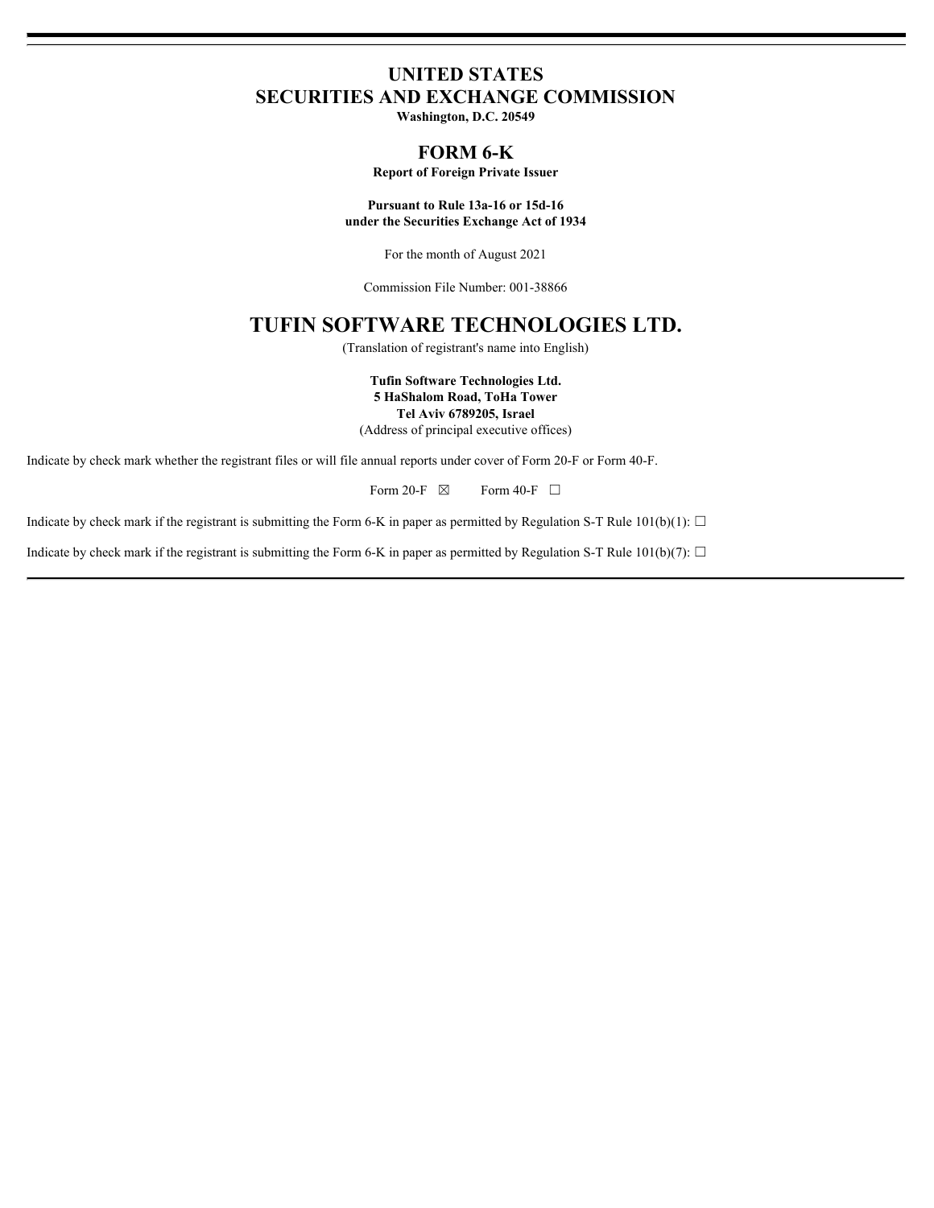# UNITED STATES
# SECURITIES AND EXCHANGE COMMISSION

**Washington, D.C. 20549**

## FORM 6-K

**Report of Foreign Private Issuer**

**Pursuant to Rule 13a-16 or 15d-16**
**under the Securities Exchange Act of 1934**

For the month of August 2021

Commission File Number: 001-38866

# TUFIN SOFTWARE TECHNOLOGIES LTD.

(Translation of registrant's name into English)

**Tufin Software Technologies Ltd.**
**5 HaShalom Road, ToHa Tower**
**Tel Aviv 6789205, Israel**
(Address of principal executive offices)

Indicate by check mark whether the registrant files or will file annual reports under cover of Form 20-F or Form 40-F.

Form 20-F ☒ Form 40-F ☐

Indicate by check mark if the registrant is submitting the Form 6-K in paper as permitted by Regulation S-T Rule 101(b)(1): ☐

Indicate by check mark if the registrant is submitting the Form 6-K in paper as permitted by Regulation S-T Rule 101(b)(7): ☐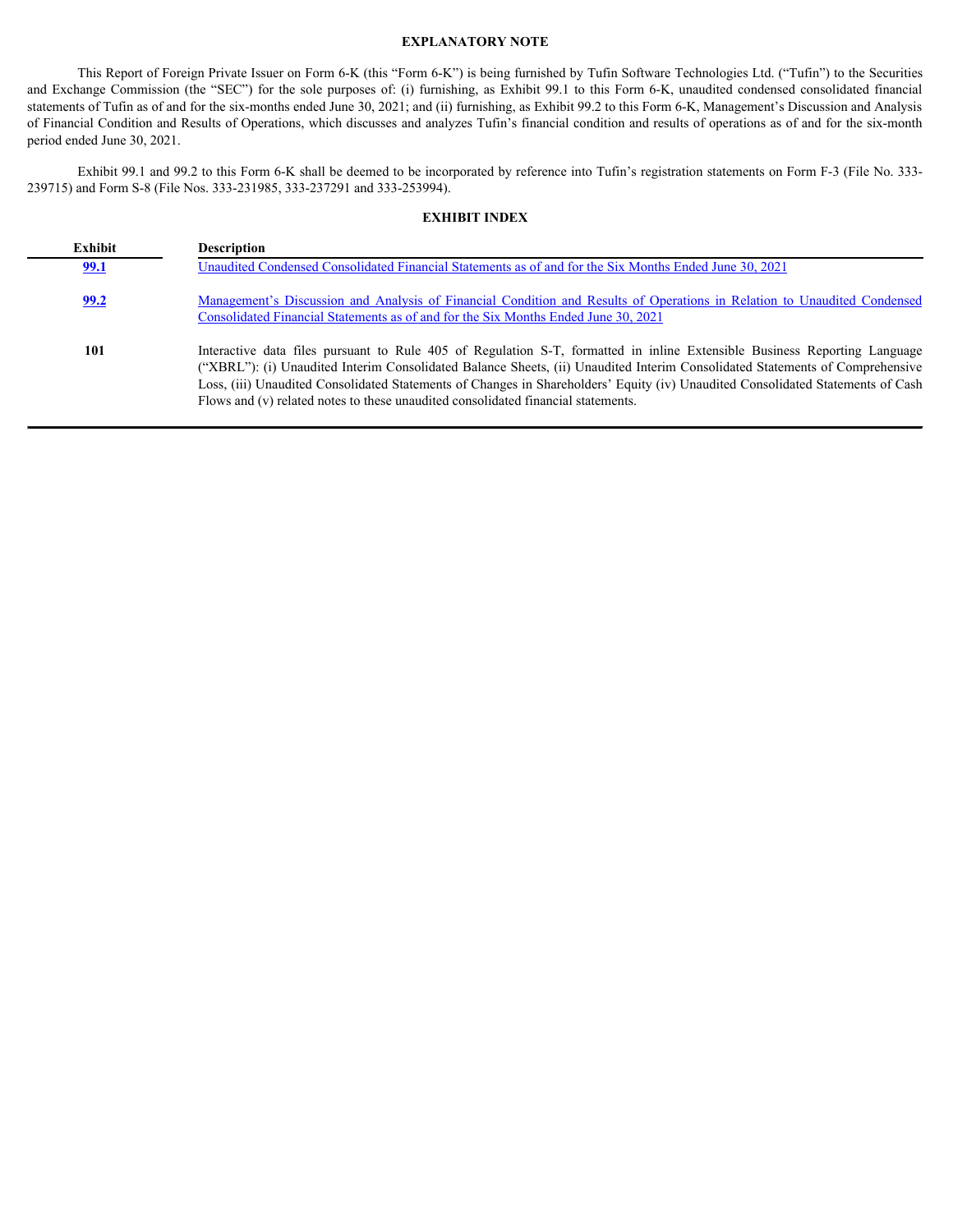## EXPLANATORY NOTE

This Report of Foreign Private Issuer on Form 6-K (this "Form 6-K") is being furnished by Tufin Software Technologies Ltd. ("Tufin") to the Securities and Exchange Commission (the "SEC") for the sole purposes of: (i) furnishing, as Exhibit 99.1 to this Form 6-K, unaudited condensed consolidated financial statements of Tufin as of and for the six-months ended June 30, 2021; and (ii) furnishing, as Exhibit 99.2 to this Form 6-K, Management's Discussion and Analysis of Financial Condition and Results of Operations, which discusses and analyzes Tufin's financial condition and results of operations as of and for the six-month period ended June 30, 2021.

Exhibit 99.1 and 99.2 to this Form 6-K shall be deemed to be incorporated by reference into Tufin's registration statements on Form F-3 (File No. 333-239715) and Form S-8 (File Nos. 333-231985, 333-237291 and 333-253994).

## EXHIBIT INDEX

| Exhibit | Description |
| --- | --- |
| 99.1 | Unaudited Condensed Consolidated Financial Statements as of and for the Six Months Ended June 30, 2021 |
| 99.2 | Management's Discussion and Analysis of Financial Condition and Results of Operations in Relation to Unaudited Condensed Consolidated Financial Statements as of and for the Six Months Ended June 30, 2021 |
| 101 | Interactive data files pursuant to Rule 405 of Regulation S-T, formatted in inline Extensible Business Reporting Language ("XBRL"): (i) Unaudited Interim Consolidated Balance Sheets, (ii) Unaudited Interim Consolidated Statements of Comprehensive Loss, (iii) Unaudited Consolidated Statements of Changes in Shareholders' Equity (iv) Unaudited Consolidated Statements of Cash Flows and (v) related notes to these unaudited consolidated financial statements. |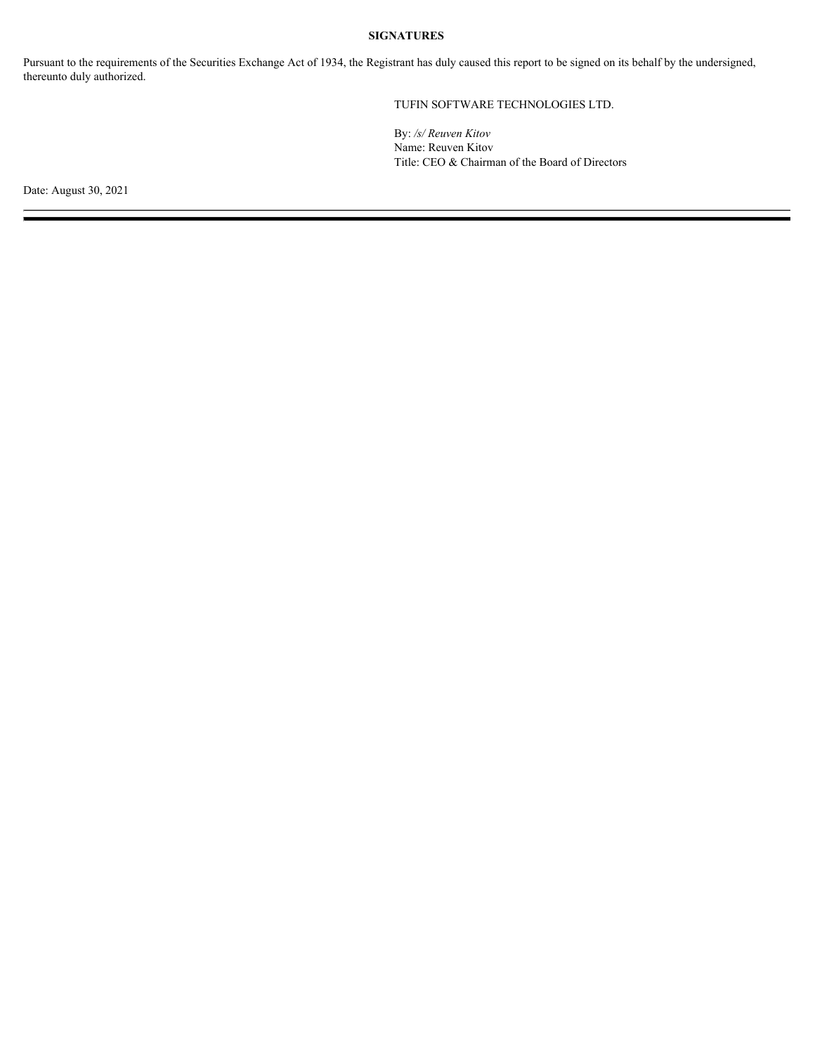**SIGNATURES**

Pursuant to the requirements of the Securities Exchange Act of 1934, the Registrant has duly caused this report to be signed on its behalf by the undersigned, thereunto duly authorized.

TUFIN SOFTWARE TECHNOLOGIES LTD.

By: */s/ Reuven Kitov*
Name: Reuven Kitov
Title: CEO & Chairman of the Board of Directors

Date: August 30, 2021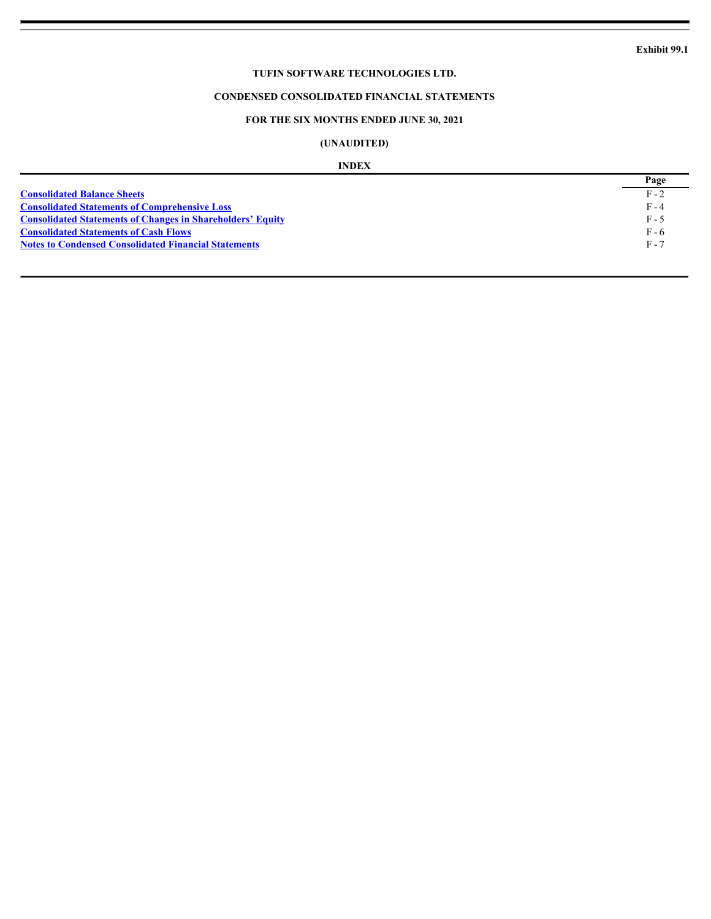**Exhibit 99.1**

**TUFIN SOFTWARE TECHNOLOGIES LTD.**

**CONDENSED CONSOLIDATED FINANCIAL STATEMENTS**

**FOR THE SIX MONTHS ENDED JUNE 30, 2021**

**(UNAUDITED)**

**INDEX**

| | Page |
|---|---|
| Consolidated Balance Sheets | F - 2 |
| Consolidated Statements of Comprehensive Loss | F - 4 |
| Consolidated Statements of Changes in Shareholders' Equity | F - 5 |
| Consolidated Statements of Cash Flows | F - 6 |
| Notes to Condensed Consolidated Financial Statements | F - 7 |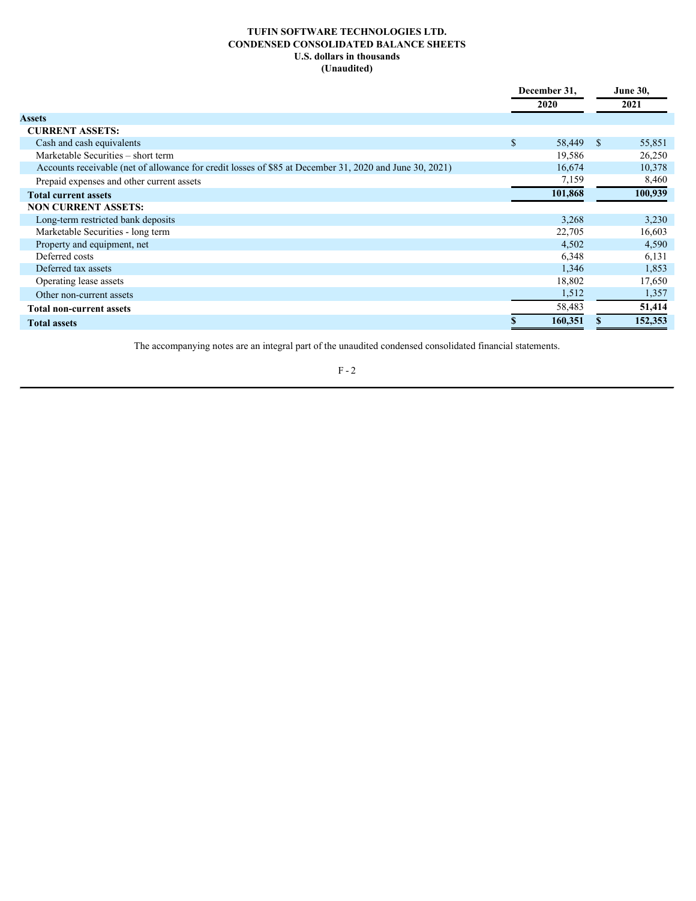**TUFIN SOFTWARE TECHNOLOGIES LTD.**
**CONDENSED CONSOLIDATED BALANCE SHEETS**
**U.S. dollars in thousands**
**(Unaudited)**

| | December 31, 2020 | June 30, 2021 |
|---|---|---|
| **Assets** | | |
| **CURRENT ASSETS:** | | |
| Cash and cash equivalents | $ 58,449 | $ 55,851 |
| Marketable Securities – short term | 19,586 | 26,250 |
| Accounts receivable (net of allowance for credit losses of $85 at December 31, 2020 and June 30, 2021) | 16,674 | 10,378 |
| Prepaid expenses and other current assets | 7,159 | 8,460 |
| **Total current assets** | **101,868** | **100,939** |
| **NON CURRENT ASSETS:** | | |
| Long-term restricted bank deposits | 3,268 | 3,230 |
| Marketable Securities - long term | 22,705 | 16,603 |
| Property and equipment, net | 4,502 | 4,590 |
| Deferred costs | 6,348 | 6,131 |
| Deferred tax assets | 1,346 | 1,853 |
| Operating lease assets | 18,802 | 17,650 |
| Other non-current assets | 1,512 | 1,357 |
| **Total non-current assets** | 58,483 | **51,414** |
| **Total assets** | **$ 160,351** | **$ 152,353** |

The accompanying notes are an integral part of the unaudited condensed consolidated financial statements.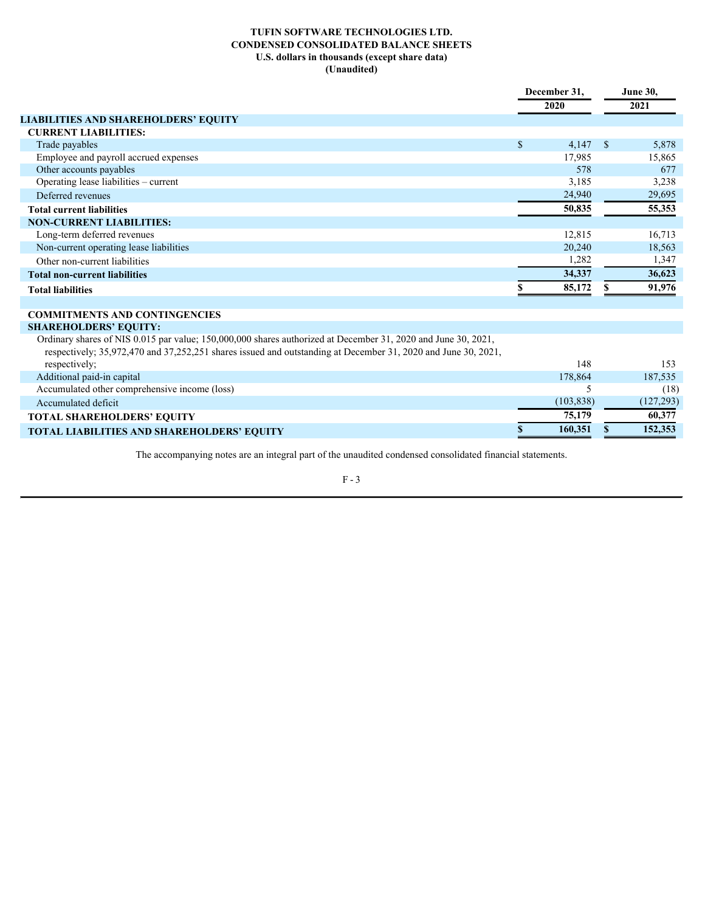**TUFIN SOFTWARE TECHNOLOGIES LTD.**
**CONDENSED CONSOLIDATED BALANCE SHEETS**
**U.S. dollars in thousands (except share data)**
**(Unaudited)**

| | December 31, 2020 | June 30, 2021 |
|---|---|---|
| **LIABILITIES AND SHAREHOLDERS' EQUITY** | | |
| **CURRENT LIABILITIES:** | | |
| Trade payables | $ 4,147 | $ 5,878 |
| Employee and payroll accrued expenses | 17,985 | 15,865 |
| Other accounts payables | 578 | 677 |
| Operating lease liabilities – current | 3,185 | 3,238 |
| Deferred revenues | 24,940 | 29,695 |
| **Total current liabilities** | **50,835** | **55,353** |
| **NON-CURRENT LIABILITIES:** | | |
| Long-term deferred revenues | 12,815 | 16,713 |
| Non-current operating lease liabilities | 20,240 | 18,563 |
| Other non-current liabilities | 1,282 | 1,347 |
| **Total non-current liabilities** | **34,337** | **36,623** |
| **Total liabilities** | **$ 85,172** | **$ 91,976** |
| | | |
| **COMMITMENTS AND CONTINGENCIES** | | |
| **SHAREHOLDERS' EQUITY:** | | |
| Ordinary shares of NIS 0.015 par value; 150,000,000 shares authorized at December 31, 2020 and June 30, 2021, respectively; 35,972,470 and 37,252,251 shares issued and outstanding at December 31, 2020 and June 30, 2021, respectively; | 148 | 153 |
| Additional paid-in capital | 178,864 | 187,535 |
| Accumulated other comprehensive income (loss) | 5 | (18) |
| Accumulated deficit | (103,838) | (127,293) |
| **TOTAL SHAREHOLDERS' EQUITY** | **75,179** | **60,377** |
| **TOTAL LIABILITIES AND SHAREHOLDERS' EQUITY** | **$ 160,351** | **$ 152,353** |

The accompanying notes are an integral part of the unaudited condensed consolidated financial statements.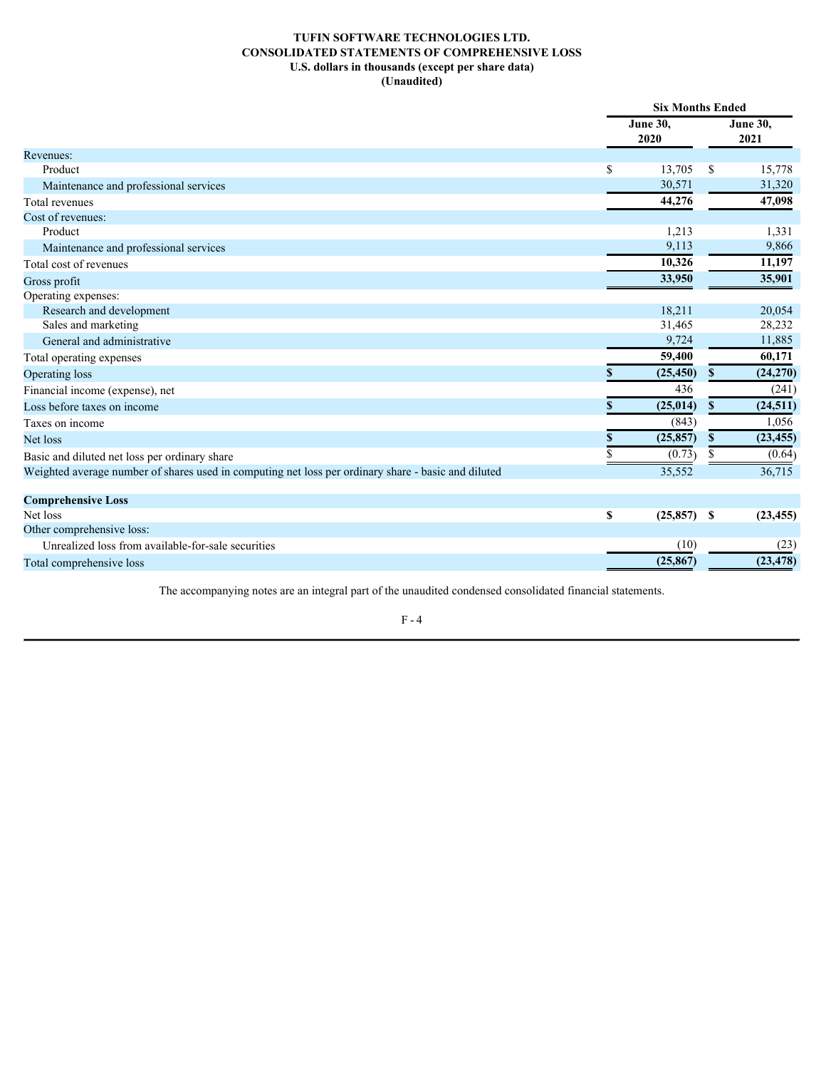**TUFIN SOFTWARE TECHNOLOGIES LTD.**
**CONSOLIDATED STATEMENTS OF COMPREHENSIVE LOSS**
**U.S. dollars in thousands (except per share data)**
**(Unaudited)**

| | Six Months Ended | |
|---|---|---|
| | **June 30, 2020** | **June 30, 2021** |
| Revenues: | | |
| Product | $ 13,705 | $ 15,778 |
| Maintenance and professional services | 30,571 | 31,320 |
| Total revenues | **44,276** | **47,098** |
| Cost of revenues: | | |
| Product | 1,213 | 1,331 |
| Maintenance and professional services | 9,113 | 9,866 |
| Total cost of revenues | **10,326** | **11,197** |
| Gross profit | **33,950** | **35,901** |
| Operating expenses: | | |
| Research and development | 18,211 | 20,054 |
| Sales and marketing | 31,465 | 28,232 |
| General and administrative | 9,724 | 11,885 |
| Total operating expenses | **59,400** | **60,171** |
| Operating loss | **$ (25,450)** | **$ (24,270)** |
| Financial income (expense), net | 436 | (241) |
| Loss before taxes on income | **$ (25,014)** | **$ (24,511)** |
| Taxes on income | (843) | 1,056 |
| Net loss | **$ (25,857)** | **$ (23,455)** |
| Basic and diluted net loss per ordinary share | $ (0.73) | $ (0.64) |
| Weighted average number of shares used in computing net loss per ordinary share - basic and diluted | 35,552 | 36,715 |
| | | |
| **Comprehensive Loss** | | |
| Net loss | **$ (25,857)** | **$ (23,455)** |
| Other comprehensive loss: | | |
| Unrealized loss from available-for-sale securities | (10) | (23) |
| Total comprehensive loss | **(25,867)** | **(23,478)** |

The accompanying notes are an integral part of the unaudited condensed consolidated financial statements.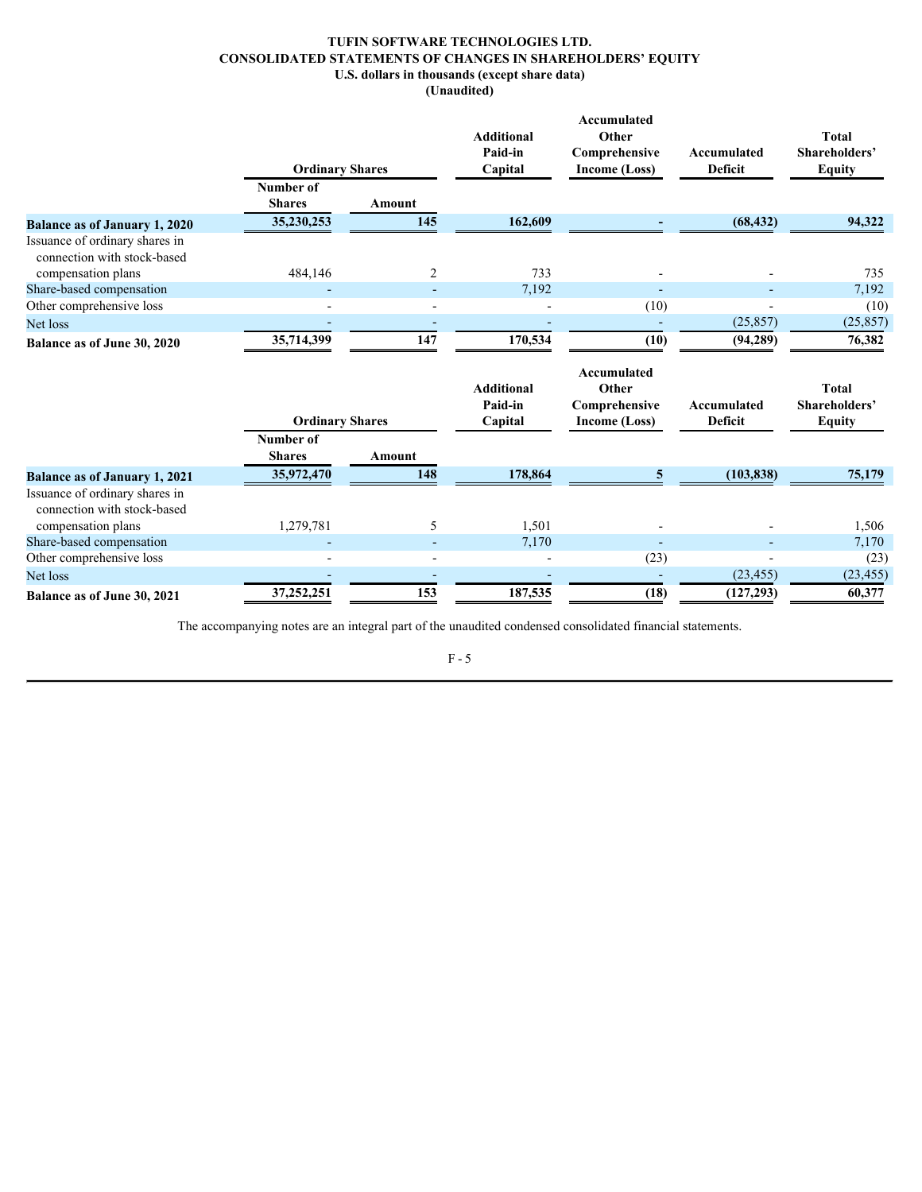**TUFIN SOFTWARE TECHNOLOGIES LTD.**
**CONSOLIDATED STATEMENTS OF CHANGES IN SHAREHOLDERS' EQUITY**
**U.S. dollars in thousands (except share data)**
**(Unaudited)**

| | Ordinary Shares | | Additional Paid-in Capital | Accumulated Other Comprehensive Income (Loss) | Accumulated Deficit | Total Shareholders' Equity |
|---|---|---|---|---|---|---|
| | Number of Shares | Amount | | | | |
| **Balance as of January 1, 2020** | **35,230,253** | **145** | **162,609** | **-** | **(68,432)** | **94,322** |
| Issuance of ordinary shares in connection with stock-based compensation plans | 484,146 | 2 | 733 | - | - | 735 |
| Share-based compensation | - | - | 7,192 | - | - | 7,192 |
| Other comprehensive loss | - | - | - | (10) | - | (10) |
| Net loss | - | - | - | - | (25,857) | (25,857) |
| **Balance as of June 30, 2020** | **35,714,399** | **147** | **170,534** | **(10)** | **(94,289)** | **76,382** |

| | Ordinary Shares | | Additional Paid-in Capital | Accumulated Other Comprehensive Income (Loss) | Accumulated Deficit | Total Shareholders' Equity |
|---|---|---|---|---|---|---|
| | Number of Shares | Amount | | | | |
| **Balance as of January 1, 2021** | **35,972,470** | **148** | **178,864** | **5** | **(103,838)** | **75,179** |
| Issuance of ordinary shares in connection with stock-based compensation plans | 1,279,781 | 5 | 1,501 | - | - | 1,506 |
| Share-based compensation | - | - | 7,170 | - | - | 7,170 |
| Other comprehensive loss | - | - | - | (23) | - | (23) |
| Net loss | - | - | - | - | (23,455) | (23,455) |
| **Balance as of June 30, 2021** | **37,252,251** | **153** | **187,535** | **(18)** | **(127,293)** | **60,377** |

The accompanying notes are an integral part of the unaudited condensed consolidated financial statements.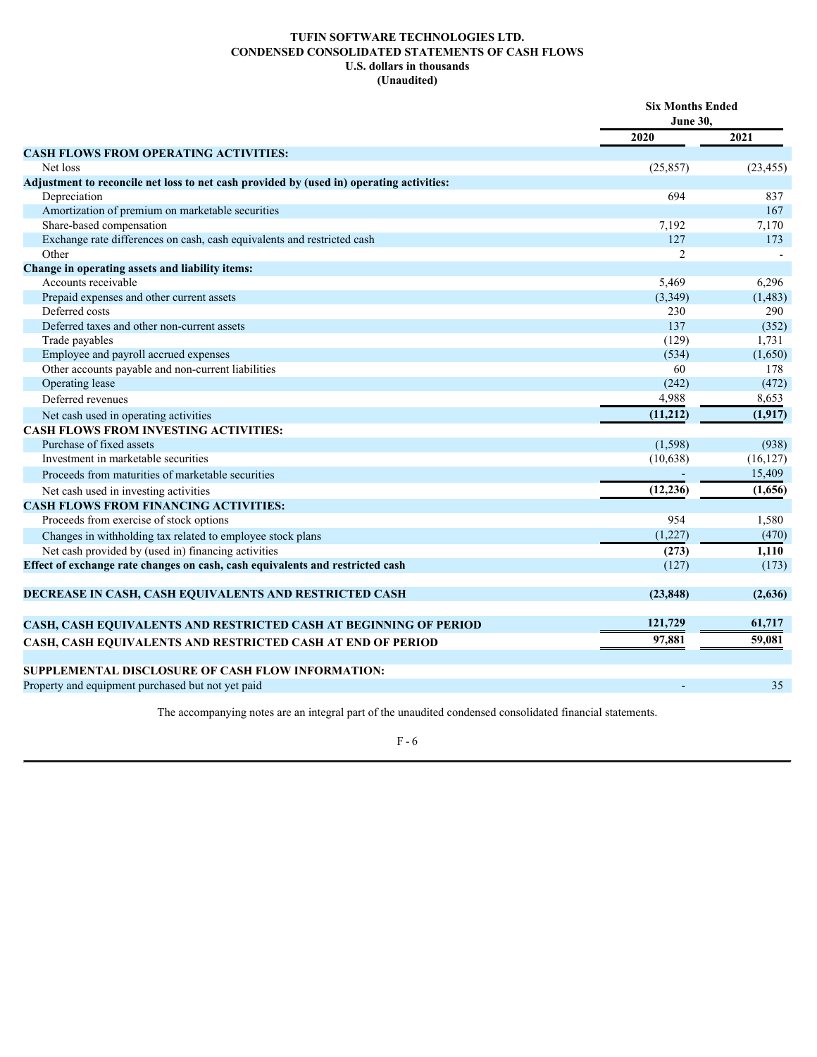# TUFIN SOFTWARE TECHNOLOGIES LTD.
## CONDENSED CONSOLIDATED STATEMENTS OF CASH FLOWS
### U.S. dollars in thousands
### (Unaudited)

| | Six Months Ended June 30, | |
|---|---|---|
| | 2020 | 2021 |
| **CASH FLOWS FROM OPERATING ACTIVITIES:** | | |
| Net loss | (25,857) | (23,455) |
| **Adjustment to reconcile net loss to net cash provided by (used in) operating activities:** | | |
| Depreciation | 694 | 837 |
| Amortization of premium on marketable securities | | 167 |
| Share-based compensation | 7,192 | 7,170 |
| Exchange rate differences on cash, cash equivalents and restricted cash | 127 | 173 |
| Other | 2 | - |
| **Change in operating assets and liability items:** | | |
| Accounts receivable | 5,469 | 6,296 |
| Prepaid expenses and other current assets | (3,349) | (1,483) |
| Deferred costs | 230 | 290 |
| Deferred taxes and other non-current assets | 137 | (352) |
| Trade payables | (129) | 1,731 |
| Employee and payroll accrued expenses | (534) | (1,650) |
| Other accounts payable and non-current liabilities | 60 | 178 |
| Operating lease | (242) | (472) |
| Deferred revenues | 4,988 | 8,653 |
| Net cash used in operating activities | **(11,212)** | **(1,917)** |
| **CASH FLOWS FROM INVESTING ACTIVITIES:** | | |
| Purchase of fixed assets | (1,598) | (938) |
| Investment in marketable securities | (10,638) | (16,127) |
| Proceeds from maturities of marketable securities | - | 15,409 |
| Net cash used in investing activities | **(12,236)** | **(1,656)** |
| **CASH FLOWS FROM FINANCING ACTIVITIES:** | | |
| Proceeds from exercise of stock options | 954 | 1,580 |
| Changes in withholding tax related to employee stock plans | (1,227) | (470) |
| Net cash provided by (used in) financing activities | **(273)** | **1,110** |
| **Effect of exchange rate changes on cash, cash equivalents and restricted cash** | (127) | (173) |
| **DECREASE IN CASH, CASH EQUIVALENTS AND RESTRICTED CASH** | **(23,848)** | **(2,636)** |
| **CASH, CASH EQUIVALENTS AND RESTRICTED CASH AT BEGINNING OF PERIOD** | **121,729** | **61,717** |
| **CASH, CASH EQUIVALENTS AND RESTRICTED CASH AT END OF PERIOD** | **97,881** | **59,081** |
| **SUPPLEMENTAL DISCLOSURE OF CASH FLOW INFORMATION:** | | |
| Property and equipment purchased but not yet paid | - | 35 |

The accompanying notes are an integral part of the unaudited condensed consolidated financial statements.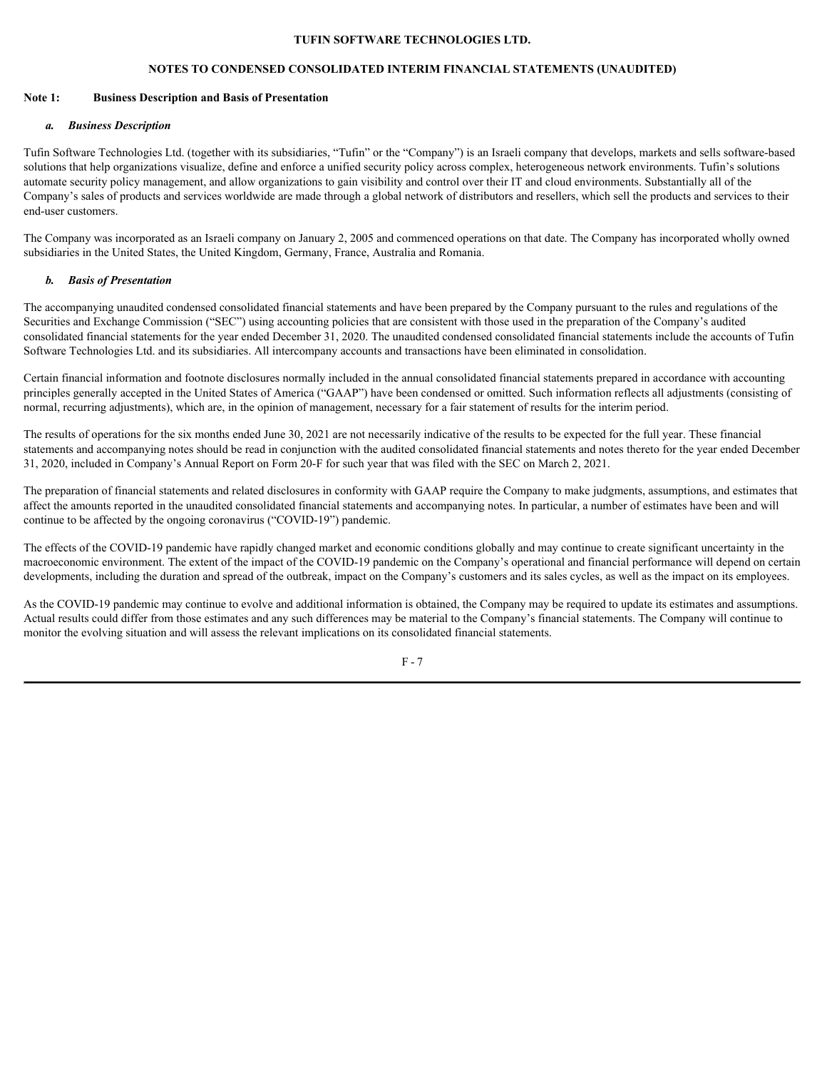**TUFIN SOFTWARE TECHNOLOGIES LTD.**

**NOTES TO CONDENSED CONSOLIDATED INTERIM FINANCIAL STATEMENTS (UNAUDITED)**

## Note 1: Business Description and Basis of Presentation

### *a. Business Description*

Tufin Software Technologies Ltd. (together with its subsidiaries, "Tufin" or the "Company") is an Israeli company that develops, markets and sells software-based solutions that help organizations visualize, define and enforce a unified security policy across complex, heterogeneous network environments. Tufin's solutions automate security policy management, and allow organizations to gain visibility and control over their IT and cloud environments. Substantially all of the Company's sales of products and services worldwide are made through a global network of distributors and resellers, which sell the products and services to their end-user customers.

The Company was incorporated as an Israeli company on January 2, 2005 and commenced operations on that date. The Company has incorporated wholly owned subsidiaries in the United States, the United Kingdom, Germany, France, Australia and Romania.

### *b. Basis of Presentation*

The accompanying unaudited condensed consolidated financial statements and have been prepared by the Company pursuant to the rules and regulations of the Securities and Exchange Commission ("SEC") using accounting policies that are consistent with those used in the preparation of the Company's audited consolidated financial statements for the year ended December 31, 2020. The unaudited condensed consolidated financial statements include the accounts of Tufin Software Technologies Ltd. and its subsidiaries. All intercompany accounts and transactions have been eliminated in consolidation.

Certain financial information and footnote disclosures normally included in the annual consolidated financial statements prepared in accordance with accounting principles generally accepted in the United States of America ("GAAP") have been condensed or omitted. Such information reflects all adjustments (consisting of normal, recurring adjustments), which are, in the opinion of management, necessary for a fair statement of results for the interim period.

The results of operations for the six months ended June 30, 2021 are not necessarily indicative of the results to be expected for the full year. These financial statements and accompanying notes should be read in conjunction with the audited consolidated financial statements and notes thereto for the year ended December 31, 2020, included in Company's Annual Report on Form 20-F for such year that was filed with the SEC on March 2, 2021.

The preparation of financial statements and related disclosures in conformity with GAAP require the Company to make judgments, assumptions, and estimates that affect the amounts reported in the unaudited consolidated financial statements and accompanying notes. In particular, a number of estimates have been and will continue to be affected by the ongoing coronavirus ("COVID-19") pandemic.

The effects of the COVID-19 pandemic have rapidly changed market and economic conditions globally and may continue to create significant uncertainty in the macroeconomic environment. The extent of the impact of the COVID-19 pandemic on the Company's operational and financial performance will depend on certain developments, including the duration and spread of the outbreak, impact on the Company's customers and its sales cycles, as well as the impact on its employees.

As the COVID-19 pandemic may continue to evolve and additional information is obtained, the Company may be required to update its estimates and assumptions. Actual results could differ from those estimates and any such differences may be material to the Company's financial statements. The Company will continue to monitor the evolving situation and will assess the relevant implications on its consolidated financial statements.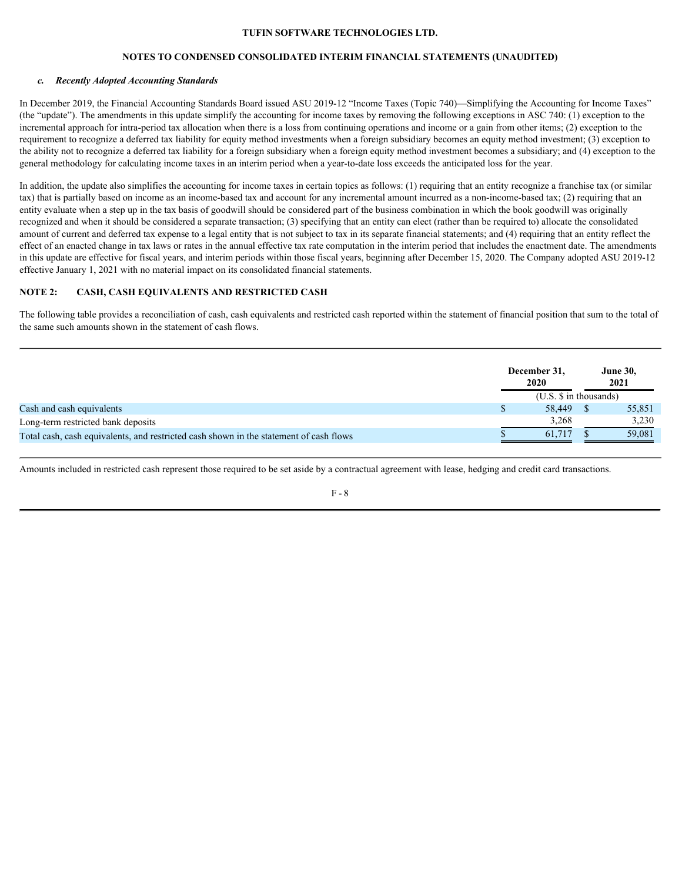### c. *Recently Adopted Accounting Standards*

In December 2019, the Financial Accounting Standards Board issued ASU 2019-12 "Income Taxes (Topic 740)—Simplifying the Accounting for Income Taxes" (the "update"). The amendments in this update simplify the accounting for income taxes by removing the following exceptions in ASC 740: (1) exception to the incremental approach for intra-period tax allocation when there is a loss from continuing operations and income or a gain from other items; (2) exception to the requirement to recognize a deferred tax liability for equity method investments when a foreign subsidiary becomes an equity method investment; (3) exception to the ability not to recognize a deferred tax liability for a foreign subsidiary when a foreign equity method investment becomes a subsidiary; and (4) exception to the general methodology for calculating income taxes in an interim period when a year-to-date loss exceeds the anticipated loss for the year.

In addition, the update also simplifies the accounting for income taxes in certain topics as follows: (1) requiring that an entity recognize a franchise tax (or similar tax) that is partially based on income as an income-based tax and account for any incremental amount incurred as a non-income-based tax; (2) requiring that an entity evaluate when a step up in the tax basis of goodwill should be considered part of the business combination in which the book goodwill was originally recognized and when it should be considered a separate transaction; (3) specifying that an entity can elect (rather than be required to) allocate the consolidated amount of current and deferred tax expense to a legal entity that is not subject to tax in its separate financial statements; and (4) requiring that an entity reflect the effect of an enacted change in tax laws or rates in the annual effective tax rate computation in the interim period that includes the enactment date. The amendments in this update are effective for fiscal years, and interim periods within those fiscal years, beginning after December 15, 2020. The Company adopted ASU 2019-12 effective January 1, 2021 with no material impact on its consolidated financial statements.

## NOTE 2: CASH, CASH EQUIVALENTS AND RESTRICTED CASH

The following table provides a reconciliation of cash, cash equivalents and restricted cash reported within the statement of financial position that sum to the total of the same such amounts shown in the statement of cash flows.

| | December 31, 2020 | June 30, 2021 |
|---|---|---|
| | (U.S. $ in thousands) | |
| Cash and cash equivalents | $ 58,449 | $ 55,851 |
| Long-term restricted bank deposits | 3,268 | 3,230 |
| Total cash, cash equivalents, and restricted cash shown in the statement of cash flows | $ 61,717 | $ 59,081 |

Amounts included in restricted cash represent those required to be set aside by a contractual agreement with lease, hedging and credit card transactions.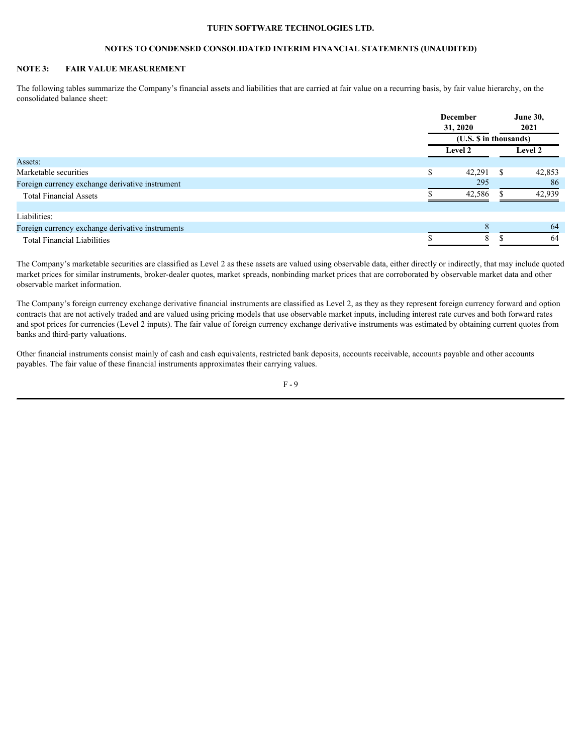**TUFIN SOFTWARE TECHNOLOGIES LTD.**

**NOTES TO CONDENSED CONSOLIDATED INTERIM FINANCIAL STATEMENTS (UNAUDITED)**

## NOTE 3: FAIR VALUE MEASUREMENT

The following tables summarize the Company's financial assets and liabilities that are carried at fair value on a recurring basis, by fair value hierarchy, on the consolidated balance sheet:

| | December 31, 2020 | June 30, 2021 |
|---|---|---|
| | (U.S. $ in thousands) | |
| | Level 2 | Level 2 |
| Assets: | | |
| Marketable securities | $ 42,291 | $ 42,853 |
| Foreign currency exchange derivative instrument | 295 | 86 |
| Total Financial Assets | $ 42,586 | $ 42,939 |
| | | |
| Liabilities: | | |
| Foreign currency exchange derivative instruments | 8 | 64 |
| Total Financial Liabilities | $ 8 | $ 64 |

The Company's marketable securities are classified as Level 2 as these assets are valued using observable data, either directly or indirectly, that may include quoted market prices for similar instruments, broker-dealer quotes, market spreads, nonbinding market prices that are corroborated by observable market data and other observable market information.

The Company's foreign currency exchange derivative financial instruments are classified as Level 2, as they as they represent foreign currency forward and option contracts that are not actively traded and are valued using pricing models that use observable market inputs, including interest rate curves and both forward rates and spot prices for currencies (Level 2 inputs). The fair value of foreign currency exchange derivative instruments was estimated by obtaining current quotes from banks and third-party valuations.

Other financial instruments consist mainly of cash and cash equivalents, restricted bank deposits, accounts receivable, accounts payable and other accounts payables. The fair value of these financial instruments approximates their carrying values.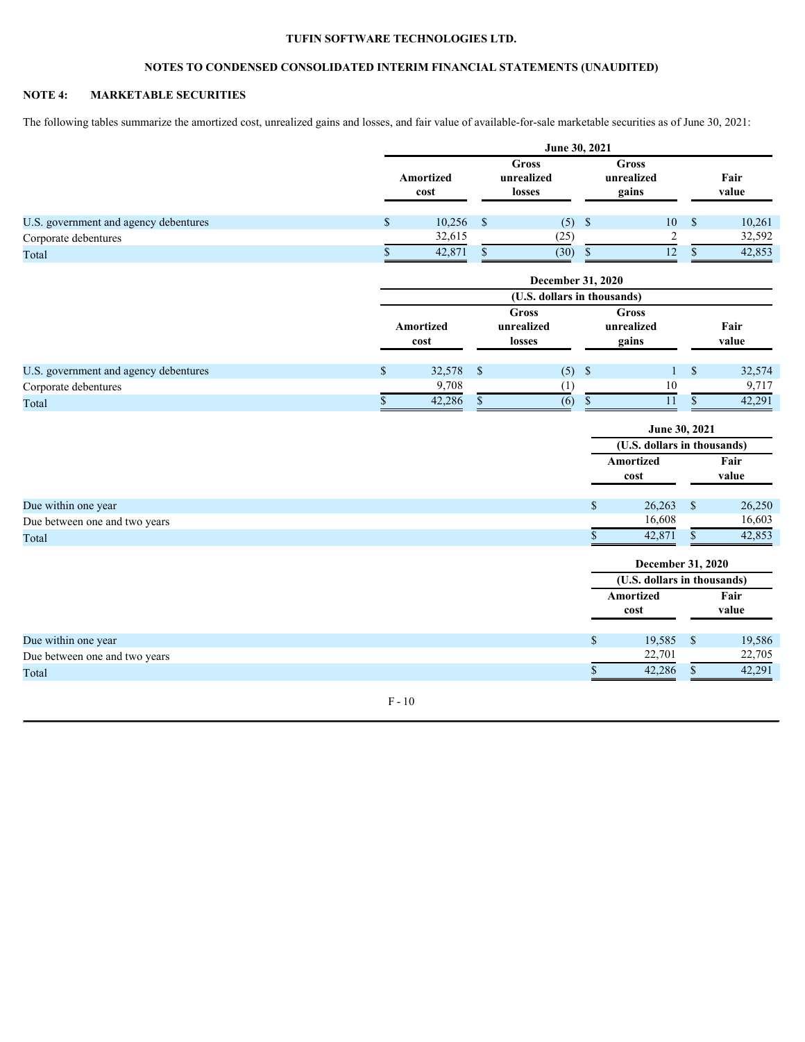**TUFIN SOFTWARE TECHNOLOGIES LTD.**

**NOTES TO CONDENSED CONSOLIDATED INTERIM FINANCIAL STATEMENTS (UNAUDITED)**

## NOTE 4: MARKETABLE SECURITIES

The following tables summarize the amortized cost, unrealized gains and losses, and fair value of available-for-sale marketable securities as of June 30, 2021:

| | June 30, 2021 | | | |
|---|---|---|---|---|
| | Amortized cost | Gross unrealized losses | Gross unrealized gains | Fair value |
| U.S. government and agency debentures | $ 10,256 | $ (5) | $ 10 | $ 10,261 |
| Corporate debentures | 32,615 | (25) | 2 | 32,592 |
| Total | $ 42,871 | $ (30) | $ 12 | $ 42,853 |

| | December 31, 2020 (U.S. dollars in thousands) | | | |
|---|---|---|---|---|
| | Amortized cost | Gross unrealized losses | Gross unrealized gains | Fair value |
| U.S. government and agency debentures | $ 32,578 | $ (5) | $ 1 | $ 32,574 |
| Corporate debentures | 9,708 | (1) | 10 | 9,717 |
| Total | $ 42,286 | $ (6) | $ 11 | $ 42,291 |

| | June 30, 2021 (U.S. dollars in thousands) | |
|---|---|---|
| | Amortized cost | Fair value |
| Due within one year | $ 26,263 | $ 26,250 |
| Due between one and two years | 16,608 | 16,603 |
| Total | $ 42,871 | $ 42,853 |

| | December 31, 2020 (U.S. dollars in thousands) | |
|---|---|---|
| | Amortized cost | Fair value |
| Due within one year | $ 19,585 | $ 19,586 |
| Due between one and two years | 22,701 | 22,705 |
| Total | $ 42,286 | $ 42,291 |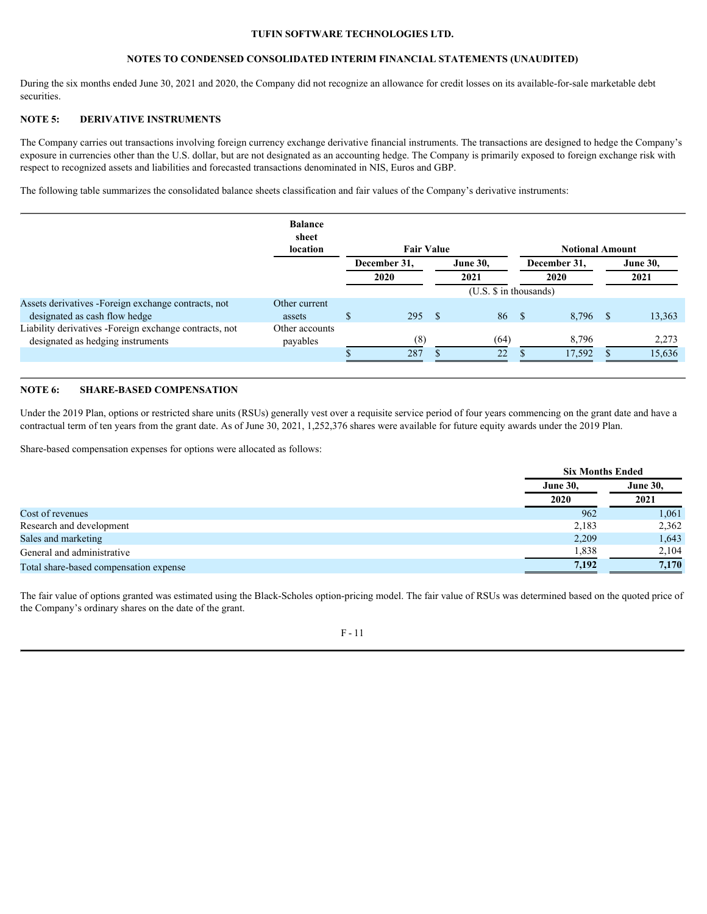During the six months ended June 30, 2021 and 2020, the Company did not recognize an allowance for credit losses on its available-for-sale marketable debt securities.

## NOTE 5: DERIVATIVE INSTRUMENTS

The Company carries out transactions involving foreign currency exchange derivative financial instruments. The transactions are designed to hedge the Company's exposure in currencies other than the U.S. dollar, but are not designated as an accounting hedge. The Company is primarily exposed to foreign exchange risk with respect to recognized assets and liabilities and forecasted transactions denominated in NIS, Euros and GBP.

The following table summarizes the consolidated balance sheets classification and fair values of the Company's derivative instruments:

| | Balance sheet location | Fair Value | | Notional Amount | |
|---|---|---|---|---|---|
| | | December 31, 2020 | June 30, 2021 | December 31, 2020 | June 30, 2021 |
| | | (U.S. $ in thousands) | | | |
| Assets derivatives -Foreign exchange contracts, not designated as cash flow hedge | Other current assets | $ 295 | $ 86 | $ 8,796 | $ 13,363 |
| Liability derivatives -Foreign exchange contracts, not designated as hedging instruments | Other accounts payables | (8) | (64) | 8,796 | 2,273 |
| | | $ 287 | $ 22 | $ 17,592 | $ 15,636 |

## NOTE 6: SHARE-BASED COMPENSATION

Under the 2019 Plan, options or restricted share units (RSUs) generally vest over a requisite service period of four years commencing on the grant date and have a contractual term of ten years from the grant date. As of June 30, 2021, 1,252,376 shares were available for future equity awards under the 2019 Plan.

Share-based compensation expenses for options were allocated as follows:

| | Six Months Ended | |
|---|---|---|
| | June 30, 2020 | June 30, 2021 |
| Cost of revenues | 962 | 1,061 |
| Research and development | 2,183 | 2,362 |
| Sales and marketing | 2,209 | 1,643 |
| General and administrative | 1,838 | 2,104 |
| Total share-based compensation expense | **7,192** | **7,170** |

The fair value of options granted was estimated using the Black-Scholes option-pricing model. The fair value of RSUs was determined based on the quoted price of the Company's ordinary shares on the date of the grant.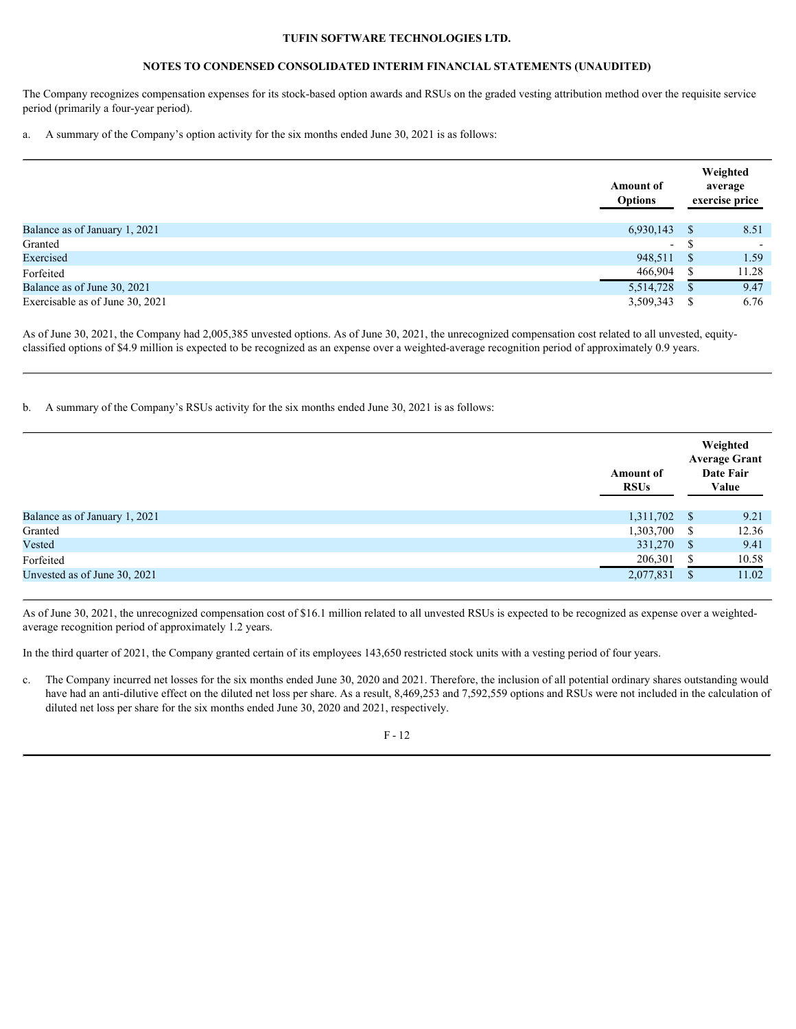The Company recognizes compensation expenses for its stock-based option awards and RSUs on the graded vesting attribution method over the requisite service period (primarily a four-year period).

a. A summary of the Company's option activity for the six months ended June 30, 2021 is as follows:

| | Amount of Options | Weighted average exercise price |
|---|---|---|
| Balance as of January 1, 2021 | 6,930,143 | $ 8.51 |
| Granted | - | $ - |
| Exercised | 948,511 | $ 1.59 |
| Forfeited | 466,904 | $ 11.28 |
| Balance as of June 30, 2021 | 5,514,728 | $ 9.47 |
| Exercisable as of June 30, 2021 | 3,509,343 | $ 6.76 |

As of June 30, 2021, the Company had 2,005,385 unvested options. As of June 30, 2021, the unrecognized compensation cost related to all unvested, equity-classified options of $4.9 million is expected to be recognized as an expense over a weighted-average recognition period of approximately 0.9 years.

b. A summary of the Company's RSUs activity for the six months ended June 30, 2021 is as follows:

| | Amount of RSUs | Weighted Average Grant Date Fair Value |
|---|---|---|
| Balance as of January 1, 2021 | 1,311,702 | $ 9.21 |
| Granted | 1,303,700 | $ 12.36 |
| Vested | 331,270 | $ 9.41 |
| Forfeited | 206,301 | $ 10.58 |
| Unvested as of June 30, 2021 | 2,077,831 | $ 11.02 |

As of June 30, 2021, the unrecognized compensation cost of $16.1 million related to all unvested RSUs is expected to be recognized as expense over a weighted-average recognition period of approximately 1.2 years.

In the third quarter of 2021, the Company granted certain of its employees 143,650 restricted stock units with a vesting period of four years.

c. The Company incurred net losses for the six months ended June 30, 2020 and 2021. Therefore, the inclusion of all potential ordinary shares outstanding would have had an anti-dilutive effect on the diluted net loss per share. As a result, 8,469,253 and 7,592,559 options and RSUs were not included in the calculation of diluted net loss per share for the six months ended June 30, 2020 and 2021, respectively.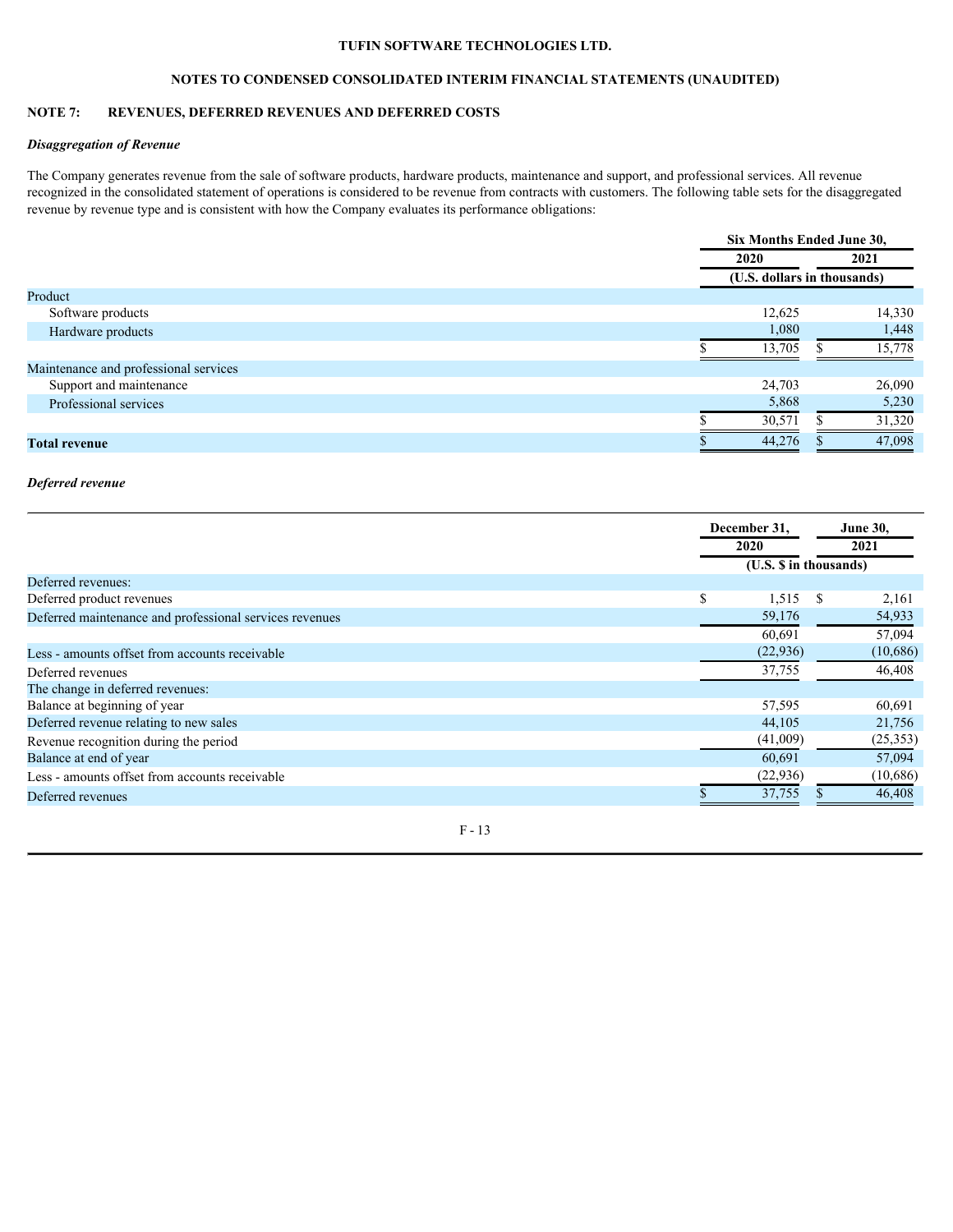**TUFIN SOFTWARE TECHNOLOGIES LTD.**

**NOTES TO CONDENSED CONSOLIDATED INTERIM FINANCIAL STATEMENTS (UNAUDITED)**

## NOTE 7: REVENUES, DEFERRED REVENUES AND DEFERRED COSTS

### *Disaggregation of Revenue*

The Company generates revenue from the sale of software products, hardware products, maintenance and support, and professional services. All revenue recognized in the consolidated statement of operations is considered to be revenue from contracts with customers. The following table sets for the disaggregated revenue by revenue type and is consistent with how the Company evaluates its performance obligations:

| | Six Months Ended June 30, | |
|---|---|---|
| | 2020 | 2021 |
| | (U.S. dollars in thousands) | |
| Product | | |
| Software products | 12,625 | 14,330 |
| Hardware products | 1,080 | 1,448 |
| | $ 13,705 | $ 15,778 |
| Maintenance and professional services | | |
| Support and maintenance | 24,703 | 26,090 |
| Professional services | 5,868 | 5,230 |
| | $ 30,571 | $ 31,320 |
| **Total revenue** | $ 44,276 | $ 47,098 |

### *Deferred revenue*

| | December 31, | June 30, |
|---|---|---|
| | 2020 | 2021 |
| | (U.S. $ in thousands) | |
| Deferred revenues: | | |
| Deferred product revenues | $ 1,515 | $ 2,161 |
| Deferred maintenance and professional services revenues | 59,176 | 54,933 |
| | 60,691 | 57,094 |
| Less - amounts offset from accounts receivable | (22,936) | (10,686) |
| Deferred revenues | 37,755 | 46,408 |
| The change in deferred revenues: | | |
| Balance at beginning of year | 57,595 | 60,691 |
| Deferred revenue relating to new sales | 44,105 | 21,756 |
| Revenue recognition during the period | (41,009) | (25,353) |
| Balance at end of year | 60,691 | 57,094 |
| Less - amounts offset from accounts receivable | (22,936) | (10,686) |
| Deferred revenues | $ 37,755 | $ 46,408 |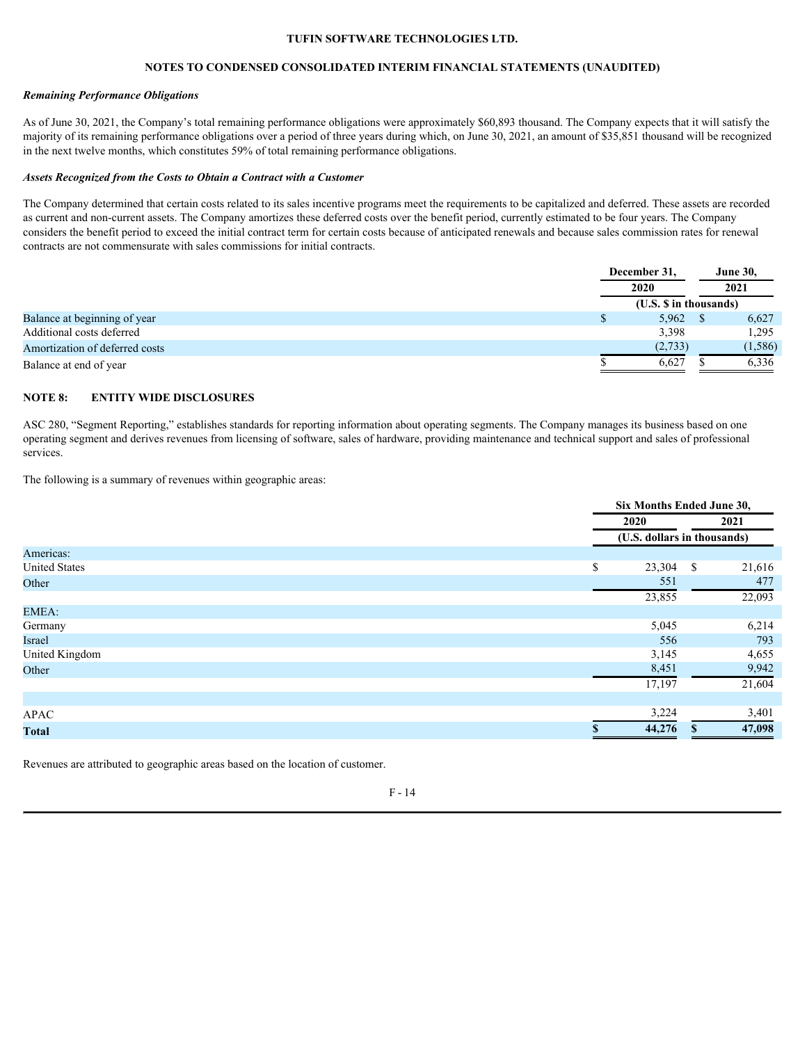TUFIN SOFTWARE TECHNOLOGIES LTD.

NOTES TO CONDENSED CONSOLIDATED INTERIM FINANCIAL STATEMENTS (UNAUDITED)

***Remaining Performance Obligations***

As of June 30, 2021, the Company's total remaining performance obligations were approximately $60,893 thousand. The Company expects that it will satisfy the majority of its remaining performance obligations over a period of three years during which, on June 30, 2021, an amount of $35,851 thousand will be recognized in the next twelve months, which constitutes 59% of total remaining performance obligations.

***Assets Recognized from the Costs to Obtain a Contract with a Customer***

The Company determined that certain costs related to its sales incentive programs meet the requirements to be capitalized and deferred. These assets are recorded as current and non-current assets. The Company amortizes these deferred costs over the benefit period, currently estimated to be four years. The Company considers the benefit period to exceed the initial contract term for certain costs because of anticipated renewals and because sales commission rates for renewal contracts are not commensurate with sales commissions for initial contracts.

| | December 31, 2020 | June 30, 2021 |
|---|---|---|
| | (U.S. $ in thousands) | |
| Balance at beginning of year | $ 5,962 | $ 6,627 |
| Additional costs deferred | 3,398 | 1,295 |
| Amortization of deferred costs | (2,733) | (1,586) |
| Balance at end of year | $ 6,627 | $ 6,336 |

## NOTE 8: ENTITY WIDE DISCLOSURES

ASC 280, "Segment Reporting," establishes standards for reporting information about operating segments. The Company manages its business based on one operating segment and derives revenues from licensing of software, sales of hardware, providing maintenance and technical support and sales of professional services.

The following is a summary of revenues within geographic areas:

| | Six Months Ended June 30, | |
|---|---|---|
| | 2020 | 2021 |
| | (U.S. dollars in thousands) | |
| Americas: | | |
| United States | $ 23,304 | $ 21,616 |
| Other | 551 | 477 |
| | 23,855 | 22,093 |
| EMEA: | | |
| Germany | 5,045 | 6,214 |
| Israel | 556 | 793 |
| United Kingdom | 3,145 | 4,655 |
| Other | 8,451 | 9,942 |
| | 17,197 | 21,604 |
| | | |
| APAC | 3,224 | 3,401 |
| **Total** | **$ 44,276** | **$ 47,098** |

Revenues are attributed to geographic areas based on the location of customer.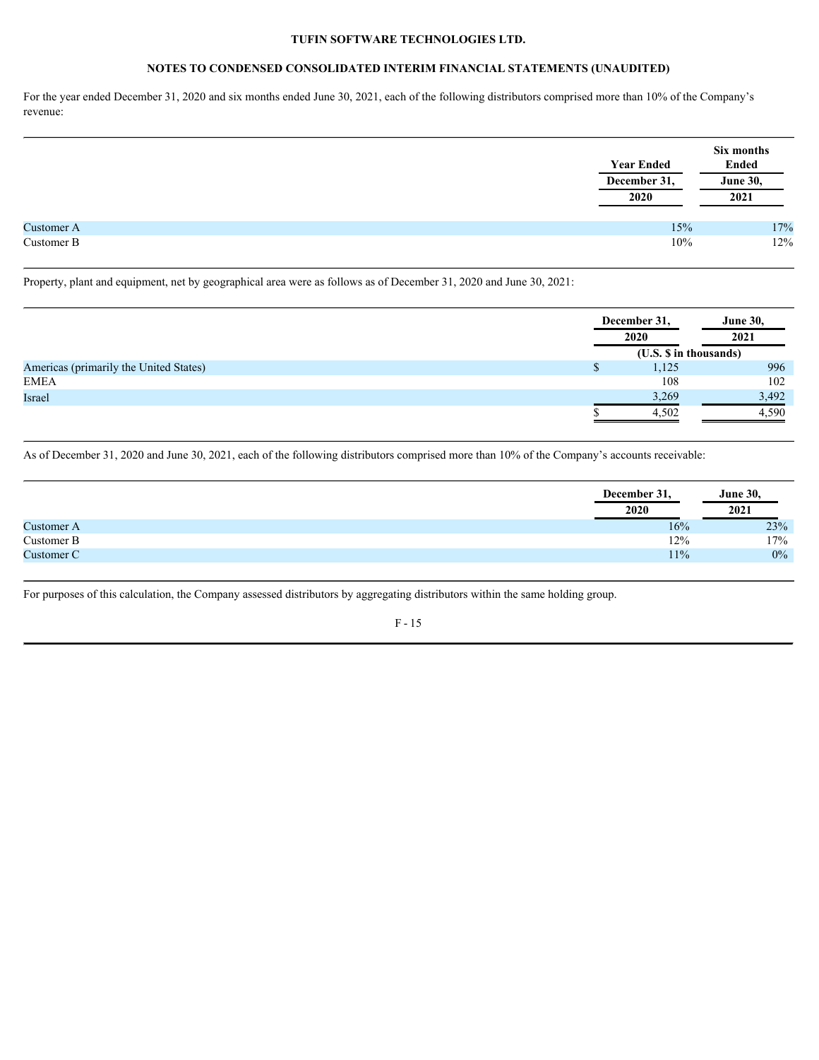**TUFIN SOFTWARE TECHNOLOGIES LTD.**

**NOTES TO CONDENSED CONSOLIDATED INTERIM FINANCIAL STATEMENTS (UNAUDITED)**

For the year ended December 31, 2020 and six months ended June 30, 2021, each of the following distributors comprised more than 10% of the Company's revenue:

| | Year Ended December 31, 2020 | Six months Ended June 30, 2021 |
|---|---|---|
| Customer A | 15% | 17% |
| Customer B | 10% | 12% |

Property, plant and equipment, net by geographical area were as follows as of December 31, 2020 and June 30, 2021:

| | December 31, 2020 | June 30, 2021 |
|---|---|---|
| | (U.S. $ in thousands) | |
| Americas (primarily the United States) | $ 1,125 | 996 |
| EMEA | 108 | 102 |
| Israel | 3,269 | 3,492 |
| | $ 4,502 | 4,590 |

As of December 31, 2020 and June 30, 2021, each of the following distributors comprised more than 10% of the Company's accounts receivable:

| | December 31, 2020 | June 30, 2021 |
|---|---|---|
| Customer A | 16% | 23% |
| Customer B | 12% | 17% |
| Customer C | 11% | 0% |

For purposes of this calculation, the Company assessed distributors by aggregating distributors within the same holding group.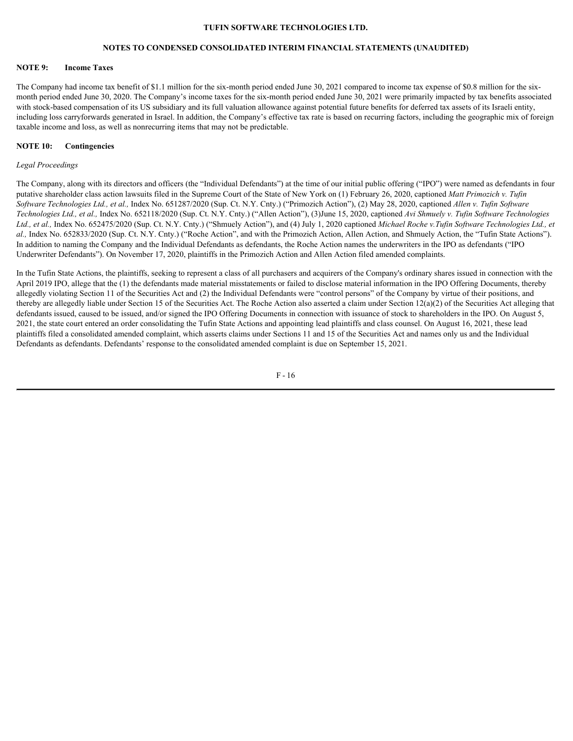**TUFIN SOFTWARE TECHNOLOGIES LTD.**

**NOTES TO CONDENSED CONSOLIDATED INTERIM FINANCIAL STATEMENTS (UNAUDITED)**

**NOTE 9: Income Taxes**

The Company had income tax benefit of $1.1 million for the six-month period ended June 30, 2021 compared to income tax expense of $0.8 million for the six-month period ended June 30, 2020. The Company's income taxes for the six-month period ended June 30, 2021 were primarily impacted by tax benefits associated with stock-based compensation of its US subsidiary and its full valuation allowance against potential future benefits for deferred tax assets of its Israeli entity, including loss carryforwards generated in Israel. In addition, the Company's effective tax rate is based on recurring factors, including the geographic mix of foreign taxable income and loss, as well as nonrecurring items that may not be predictable.

**NOTE 10: Contingencies**

*Legal Proceedings*

The Company, along with its directors and officers (the "Individual Defendants") at the time of our initial public offering ("IPO") were named as defendants in four putative shareholder class action lawsuits filed in the Supreme Court of the State of New York on (1) February 26, 2020, captioned *Matt Primozich v. Tufin Software Technologies Ltd., et al.,* Index No. 651287/2020 (Sup. Ct. N.Y. Cnty.) ("Primozich Action"), (2) May 28, 2020, captioned *Allen v. Tufin Software Technologies Ltd., et al.,* Index No. 652118/2020 (Sup. Ct. N.Y. Cnty.) ("Allen Action"), (3)June 15, 2020, captioned *Avi Shmuely v. Tufin Software Technologies Ltd., et al.,* Index No. 652475/2020 (Sup. Ct. N.Y. Cnty.) ("Shmuely Action"), and (4) July 1, 2020 captioned *Michael Roche v.Tufin Software Technologies Ltd., et al.,* Index No. 652833/2020 (Sup. Ct. N.Y. Cnty.) ("Roche Action", and with the Primozich Action, Allen Action, and Shmuely Action, the "Tufin State Actions"). In addition to naming the Company and the Individual Defendants as defendants, the Roche Action names the underwriters in the IPO as defendants ("IPO Underwriter Defendants"). On November 17, 2020, plaintiffs in the Primozich Action and Allen Action filed amended complaints.

In the Tufin State Actions, the plaintiffs, seeking to represent a class of all purchasers and acquirers of the Company's ordinary shares issued in connection with the April 2019 IPO, allege that the (1) the defendants made material misstatements or failed to disclose material information in the IPO Offering Documents, thereby allegedly violating Section 11 of the Securities Act and (2) the Individual Defendants were "control persons" of the Company by virtue of their positions, and thereby are allegedly liable under Section 15 of the Securities Act. The Roche Action also asserted a claim under Section 12(a)(2) of the Securities Act alleging that defendants issued, caused to be issued, and/or signed the IPO Offering Documents in connection with issuance of stock to shareholders in the IPO. On August 5, 2021, the state court entered an order consolidating the Tufin State Actions and appointing lead plaintiffs and class counsel. On August 16, 2021, these lead plaintiffs filed a consolidated amended complaint, which asserts claims under Sections 11 and 15 of the Securities Act and names only us and the Individual Defendants as defendants. Defendants' response to the consolidated amended complaint is due on September 15, 2021.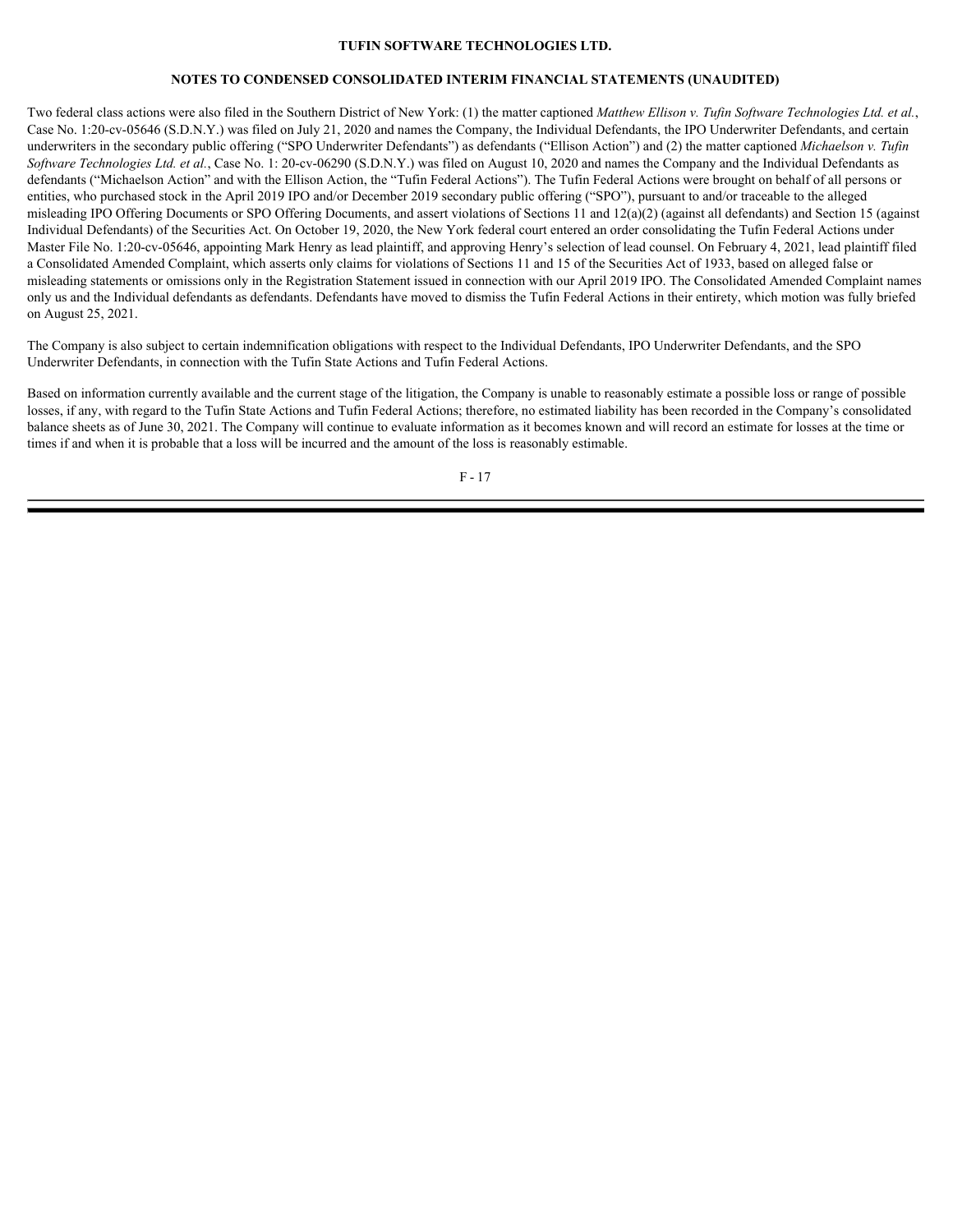Two federal class actions were also filed in the Southern District of New York: (1) the matter captioned *Matthew Ellison v. Tufin Software Technologies Ltd. et al.*, Case No. 1:20-cv-05646 (S.D.N.Y.) was filed on July 21, 2020 and names the Company, the Individual Defendants, the IPO Underwriter Defendants, and certain underwriters in the secondary public offering ("SPO Underwriter Defendants") as defendants ("Ellison Action") and (2) the matter captioned *Michaelson v. Tufin Software Technologies Ltd. et al.*, Case No. 1: 20-cv-06290 (S.D.N.Y.) was filed on August 10, 2020 and names the Company and the Individual Defendants as defendants ("Michaelson Action" and with the Ellison Action, the "Tufin Federal Actions"). The Tufin Federal Actions were brought on behalf of all persons or entities, who purchased stock in the April 2019 IPO and/or December 2019 secondary public offering ("SPO"), pursuant to and/or traceable to the alleged misleading IPO Offering Documents or SPO Offering Documents, and assert violations of Sections 11 and 12(a)(2) (against all defendants) and Section 15 (against Individual Defendants) of the Securities Act. On October 19, 2020, the New York federal court entered an order consolidating the Tufin Federal Actions under Master File No. 1:20-cv-05646, appointing Mark Henry as lead plaintiff, and approving Henry's selection of lead counsel. On February 4, 2021, lead plaintiff filed a Consolidated Amended Complaint, which asserts only claims for violations of Sections 11 and 15 of the Securities Act of 1933, based on alleged false or misleading statements or omissions only in the Registration Statement issued in connection with our April 2019 IPO. The Consolidated Amended Complaint names only us and the Individual defendants as defendants. Defendants have moved to dismiss the Tufin Federal Actions in their entirety, which motion was fully briefed on August 25, 2021.

The Company is also subject to certain indemnification obligations with respect to the Individual Defendants, IPO Underwriter Defendants, and the SPO Underwriter Defendants, in connection with the Tufin State Actions and Tufin Federal Actions.

Based on information currently available and the current stage of the litigation, the Company is unable to reasonably estimate a possible loss or range of possible losses, if any, with regard to the Tufin State Actions and Tufin Federal Actions; therefore, no estimated liability has been recorded in the Company's consolidated balance sheets as of June 30, 2021. The Company will continue to evaluate information as it becomes known and will record an estimate for losses at the time or times if and when it is probable that a loss will be incurred and the amount of the loss is reasonably estimable.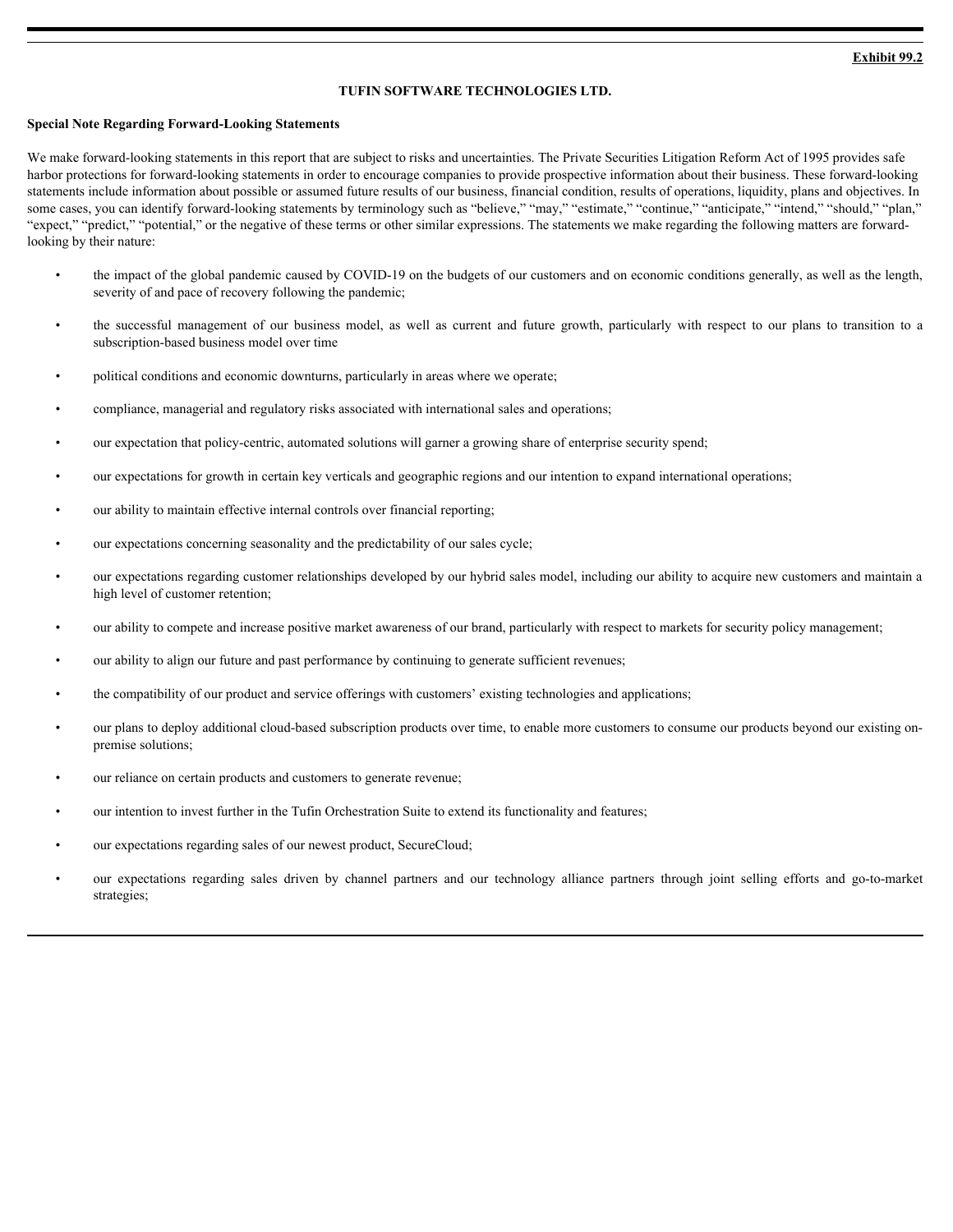**Exhibit 99.2**

**TUFIN SOFTWARE TECHNOLOGIES LTD.**

**Special Note Regarding Forward-Looking Statements**

We make forward-looking statements in this report that are subject to risks and uncertainties. The Private Securities Litigation Reform Act of 1995 provides safe harbor protections for forward-looking statements in order to encourage companies to provide prospective information about their business. These forward-looking statements include information about possible or assumed future results of our business, financial condition, results of operations, liquidity, plans and objectives. In some cases, you can identify forward-looking statements by terminology such as "believe," "may," "estimate," "continue," "anticipate," "intend," "should," "plan," "expect," "predict," "potential," or the negative of these terms or other similar expressions. The statements we make regarding the following matters are forward-looking by their nature:

- the impact of the global pandemic caused by COVID-19 on the budgets of our customers and on economic conditions generally, as well as the length, severity of and pace of recovery following the pandemic;
- the successful management of our business model, as well as current and future growth, particularly with respect to our plans to transition to a subscription-based business model over time
- political conditions and economic downturns, particularly in areas where we operate;
- compliance, managerial and regulatory risks associated with international sales and operations;
- our expectation that policy-centric, automated solutions will garner a growing share of enterprise security spend;
- our expectations for growth in certain key verticals and geographic regions and our intention to expand international operations;
- our ability to maintain effective internal controls over financial reporting;
- our expectations concerning seasonality and the predictability of our sales cycle;
- our expectations regarding customer relationships developed by our hybrid sales model, including our ability to acquire new customers and maintain a high level of customer retention;
- our ability to compete and increase positive market awareness of our brand, particularly with respect to markets for security policy management;
- our ability to align our future and past performance by continuing to generate sufficient revenues;
- the compatibility of our product and service offerings with customers' existing technologies and applications;
- our plans to deploy additional cloud-based subscription products over time, to enable more customers to consume our products beyond our existing on-premise solutions;
- our reliance on certain products and customers to generate revenue;
- our intention to invest further in the Tufin Orchestration Suite to extend its functionality and features;
- our expectations regarding sales of our newest product, SecureCloud;
- our expectations regarding sales driven by channel partners and our technology alliance partners through joint selling efforts and go-to-market strategies;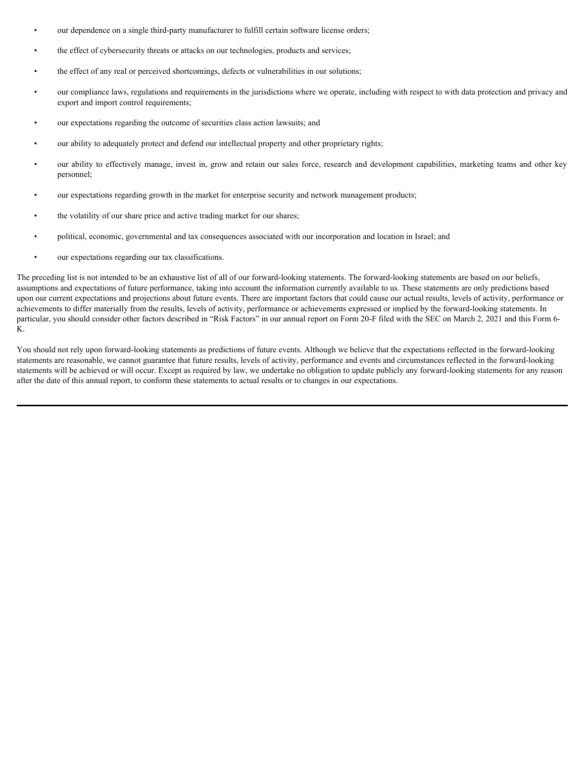- our dependence on a single third-party manufacturer to fulfill certain software license orders;
- the effect of cybersecurity threats or attacks on our technologies, products and services;
- the effect of any real or perceived shortcomings, defects or vulnerabilities in our solutions;
- our compliance laws, regulations and requirements in the jurisdictions where we operate, including with respect to with data protection and privacy and export and import control requirements;
- our expectations regarding the outcome of securities class action lawsuits; and
- our ability to adequately protect and defend our intellectual property and other proprietary rights;
- our ability to effectively manage, invest in, grow and retain our sales force, research and development capabilities, marketing teams and other key personnel;
- our expectations regarding growth in the market for enterprise security and network management products;
- the volatility of our share price and active trading market for our shares;
- political, economic, governmental and tax consequences associated with our incorporation and location in Israel; and
- our expectations regarding our tax classifications.

The preceding list is not intended to be an exhaustive list of all of our forward-looking statements. The forward-looking statements are based on our beliefs, assumptions and expectations of future performance, taking into account the information currently available to us. These statements are only predictions based upon our current expectations and projections about future events. There are important factors that could cause our actual results, levels of activity, performance or achievements to differ materially from the results, levels of activity, performance or achievements expressed or implied by the forward-looking statements. In particular, you should consider other factors described in "Risk Factors" in our annual report on Form 20-F filed with the SEC on March 2, 2021 and this Form 6-K.

You should not rely upon forward-looking statements as predictions of future events. Although we believe that the expectations reflected in the forward-looking statements are reasonable, we cannot guarantee that future results, levels of activity, performance and events and circumstances reflected in the forward-looking statements will be achieved or will occur. Except as required by law, we undertake no obligation to update publicly any forward-looking statements for any reason after the date of this annual report, to conform these statements to actual results or to changes in our expectations.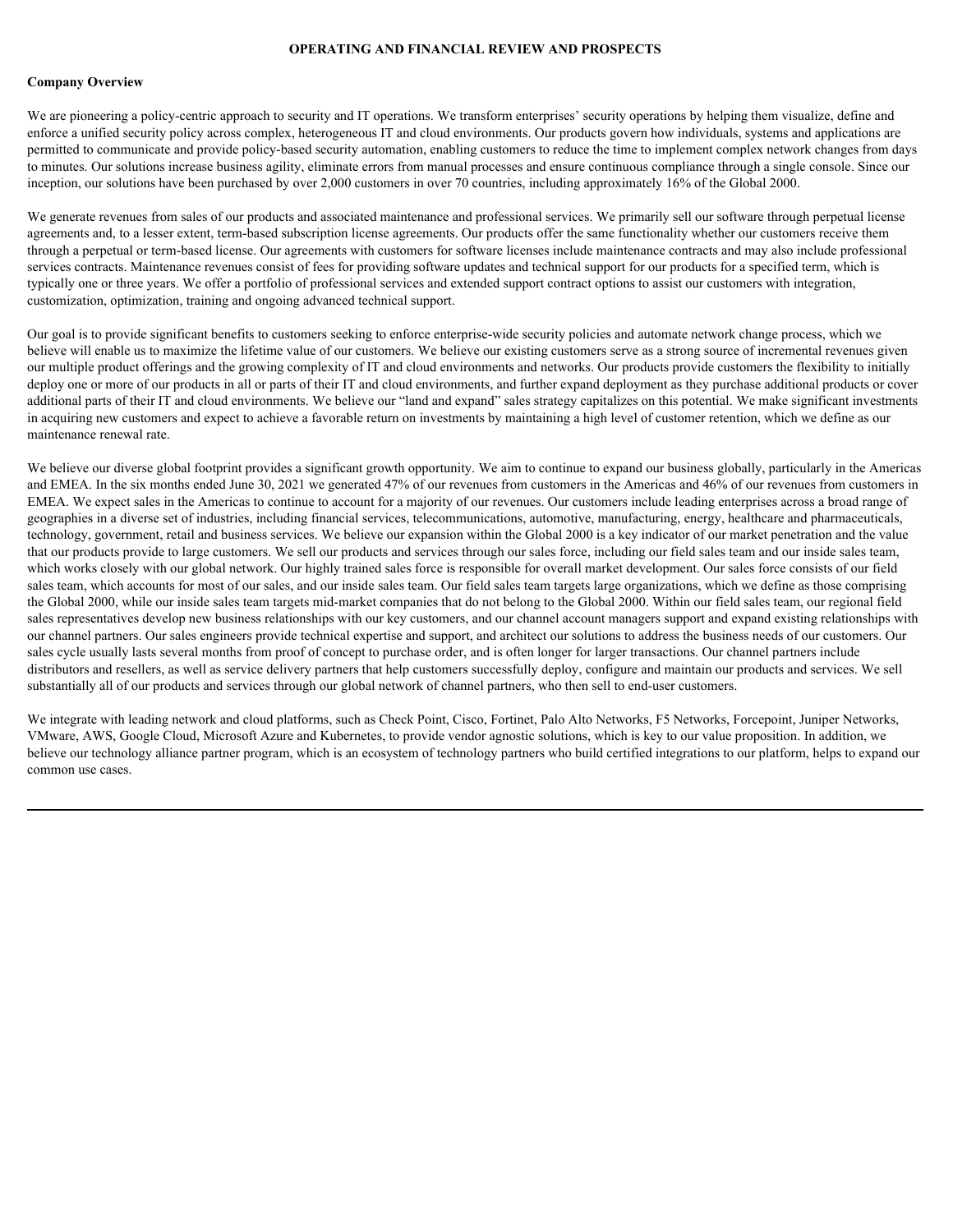# OPERATING AND FINANCIAL REVIEW AND PROSPECTS

**Company Overview**

We are pioneering a policy-centric approach to security and IT operations. We transform enterprises' security operations by helping them visualize, define and enforce a unified security policy across complex, heterogeneous IT and cloud environments. Our products govern how individuals, systems and applications are permitted to communicate and provide policy-based security automation, enabling customers to reduce the time to implement complex network changes from days to minutes. Our solutions increase business agility, eliminate errors from manual processes and ensure continuous compliance through a single console. Since our inception, our solutions have been purchased by over 2,000 customers in over 70 countries, including approximately 16% of the Global 2000.

We generate revenues from sales of our products and associated maintenance and professional services. We primarily sell our software through perpetual license agreements and, to a lesser extent, term-based subscription license agreements. Our products offer the same functionality whether our customers receive them through a perpetual or term-based license. Our agreements with customers for software licenses include maintenance contracts and may also include professional services contracts. Maintenance revenues consist of fees for providing software updates and technical support for our products for a specified term, which is typically one or three years. We offer a portfolio of professional services and extended support contract options to assist our customers with integration, customization, optimization, training and ongoing advanced technical support.

Our goal is to provide significant benefits to customers seeking to enforce enterprise-wide security policies and automate network change process, which we believe will enable us to maximize the lifetime value of our customers. We believe our existing customers serve as a strong source of incremental revenues given our multiple product offerings and the growing complexity of IT and cloud environments and networks. Our products provide customers the flexibility to initially deploy one or more of our products in all or parts of their IT and cloud environments, and further expand deployment as they purchase additional products or cover additional parts of their IT and cloud environments. We believe our "land and expand" sales strategy capitalizes on this potential. We make significant investments in acquiring new customers and expect to achieve a favorable return on investments by maintaining a high level of customer retention, which we define as our maintenance renewal rate.

We believe our diverse global footprint provides a significant growth opportunity. We aim to continue to expand our business globally, particularly in the Americas and EMEA. In the six months ended June 30, 2021 we generated 47% of our revenues from customers in the Americas and 46% of our revenues from customers in EMEA. We expect sales in the Americas to continue to account for a majority of our revenues. Our customers include leading enterprises across a broad range of geographies in a diverse set of industries, including financial services, telecommunications, automotive, manufacturing, energy, healthcare and pharmaceuticals, technology, government, retail and business services. We believe our expansion within the Global 2000 is a key indicator of our market penetration and the value that our products provide to large customers. We sell our products and services through our sales force, including our field sales team and our inside sales team, which works closely with our global network. Our highly trained sales force is responsible for overall market development. Our sales force consists of our field sales team, which accounts for most of our sales, and our inside sales team. Our field sales team targets large organizations, which we define as those comprising the Global 2000, while our inside sales team targets mid-market companies that do not belong to the Global 2000. Within our field sales team, our regional field sales representatives develop new business relationships with our key customers, and our channel account managers support and expand existing relationships with our channel partners. Our sales engineers provide technical expertise and support, and architect our solutions to address the business needs of our customers. Our sales cycle usually lasts several months from proof of concept to purchase order, and is often longer for larger transactions. Our channel partners include distributors and resellers, as well as service delivery partners that help customers successfully deploy, configure and maintain our products and services. We sell substantially all of our products and services through our global network of channel partners, who then sell to end-user customers.

We integrate with leading network and cloud platforms, such as Check Point, Cisco, Fortinet, Palo Alto Networks, F5 Networks, Forcepoint, Juniper Networks, VMware, AWS, Google Cloud, Microsoft Azure and Kubernetes, to provide vendor agnostic solutions, which is key to our value proposition. In addition, we believe our technology alliance partner program, which is an ecosystem of technology partners who build certified integrations to our platform, helps to expand our common use cases.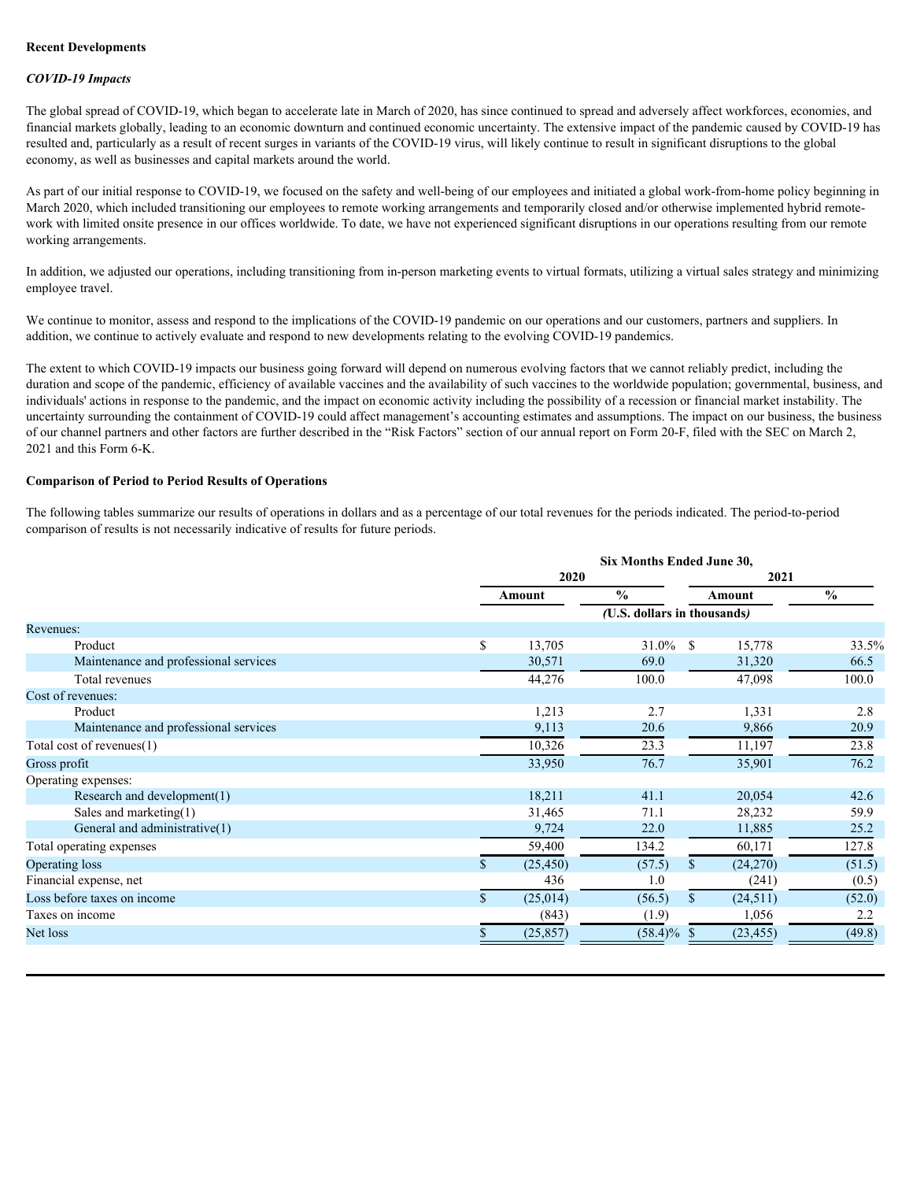**Recent Developments**

***COVID-19 Impacts***

The global spread of COVID-19, which began to accelerate late in March of 2020, has since continued to spread and adversely affect workforces, economies, and financial markets globally, leading to an economic downturn and continued economic uncertainty. The extensive impact of the pandemic caused by COVID-19 has resulted and, particularly as a result of recent surges in variants of the COVID-19 virus, will likely continue to result in significant disruptions to the global economy, as well as businesses and capital markets around the world.

As part of our initial response to COVID-19, we focused on the safety and well-being of our employees and initiated a global work-from-home policy beginning in March 2020, which included transitioning our employees to remote working arrangements and temporarily closed and/or otherwise implemented hybrid remote-work with limited onsite presence in our offices worldwide. To date, we have not experienced significant disruptions in our operations resulting from our remote working arrangements.

In addition, we adjusted our operations, including transitioning from in-person marketing events to virtual formats, utilizing a virtual sales strategy and minimizing employee travel.

We continue to monitor, assess and respond to the implications of the COVID-19 pandemic on our operations and our customers, partners and suppliers. In addition, we continue to actively evaluate and respond to new developments relating to the evolving COVID-19 pandemics.

The extent to which COVID-19 impacts our business going forward will depend on numerous evolving factors that we cannot reliably predict, including the duration and scope of the pandemic, efficiency of available vaccines and the availability of such vaccines to the worldwide population; governmental, business, and individuals' actions in response to the pandemic, and the impact on economic activity including the possibility of a recession or financial market instability. The uncertainty surrounding the containment of COVID-19 could affect management's accounting estimates and assumptions. The impact on our business, the business of our channel partners and other factors are further described in the "Risk Factors" section of our annual report on Form 20-F, filed with the SEC on March 2, 2021 and this Form 6-K.

**Comparison of Period to Period Results of Operations**

The following tables summarize our results of operations in dollars and as a percentage of our total revenues for the periods indicated. The period-to-period comparison of results is not necessarily indicative of results for future periods.

| | Six Months Ended June 30, | | | |
|---|---|---|---|---|
| | 2020 | | 2021 | |
| | Amount | % | Amount | % |
| | *(U.S. dollars in thousands)* | | | |
| Revenues: | | | | |
| Product | $ 13,705 | 31.0% | $ 15,778 | 33.5% |
| Maintenance and professional services | 30,571 | 69.0 | 31,320 | 66.5 |
| Total revenues | 44,276 | 100.0 | 47,098 | 100.0 |
| Cost of revenues: | | | | |
| Product | 1,213 | 2.7 | 1,331 | 2.8 |
| Maintenance and professional services | 9,113 | 20.6 | 9,866 | 20.9 |
| Total cost of revenues(1) | 10,326 | 23.3 | 11,197 | 23.8 |
| Gross profit | 33,950 | 76.7 | 35,901 | 76.2 |
| Operating expenses: | | | | |
| Research and development(1) | 18,211 | 41.1 | 20,054 | 42.6 |
| Sales and marketing(1) | 31,465 | 71.1 | 28,232 | 59.9 |
| General and administrative(1) | 9,724 | 22.0 | 11,885 | 25.2 |
| Total operating expenses | 59,400 | 134.2 | 60,171 | 127.8 |
| Operating loss | $ (25,450) | (57.5) | $ (24,270) | (51.5) |
| Financial expense, net | 436 | 1.0 | (241) | (0.5) |
| Loss before taxes on income | $ (25,014) | (56.5) | $ (24,511) | (52.0) |
| Taxes on income | (843) | (1.9) | 1,056 | 2.2 |
| Net loss | $ (25,857) | (58.4)% | $ (23,455) | (49.8) |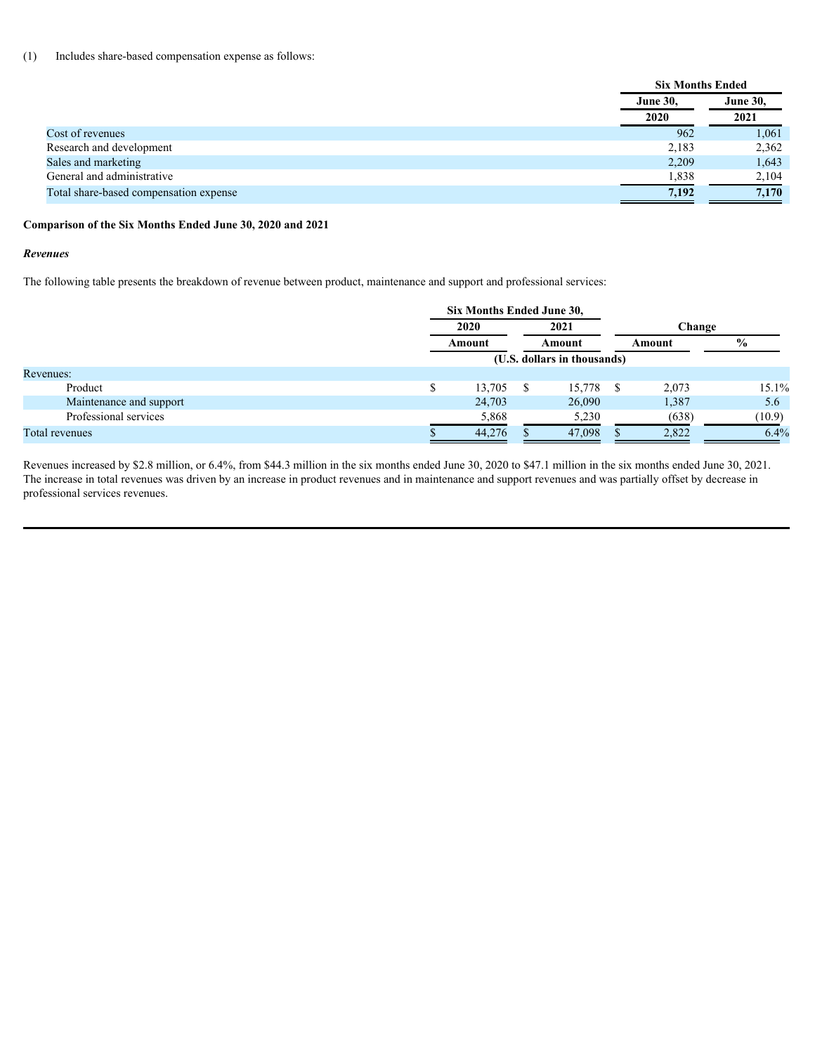(1) Includes share-based compensation expense as follows:

| | Six Months Ended | |
|---|---|---|
| | June 30, 2020 | June 30, 2021 |
| Cost of revenues | 962 | 1,061 |
| Research and development | 2,183 | 2,362 |
| Sales and marketing | 2,209 | 1,643 |
| General and administrative | 1,838 | 2,104 |
| Total share-based compensation expense | **7,192** | **7,170** |

**Comparison of the Six Months Ended June 30, 2020 and 2021**

***Revenues***

The following table presents the breakdown of revenue between product, maintenance and support and professional services:

| | Six Months Ended June 30, | | Change | |
|---|---|---|---|---|
| | 2020 | 2021 | | |
| | Amount | Amount | Amount | % |
| | (U.S. dollars in thousands) | | | |
| Revenues: | | | | |
| Product | $ 13,705 | $ 15,778 | $ 2,073 | 15.1% |
| Maintenance and support | 24,703 | 26,090 | 1,387 | 5.6 |
| Professional services | 5,868 | 5,230 | (638) | (10.9) |
| Total revenues | $ 44,276 | $ 47,098 | $ 2,822 | 6.4% |

Revenues increased by $2.8 million, or 6.4%, from $44.3 million in the six months ended June 30, 2020 to $47.1 million in the six months ended June 30, 2021. The increase in total revenues was driven by an increase in product revenues and in maintenance and support revenues and was partially offset by decrease in professional services revenues.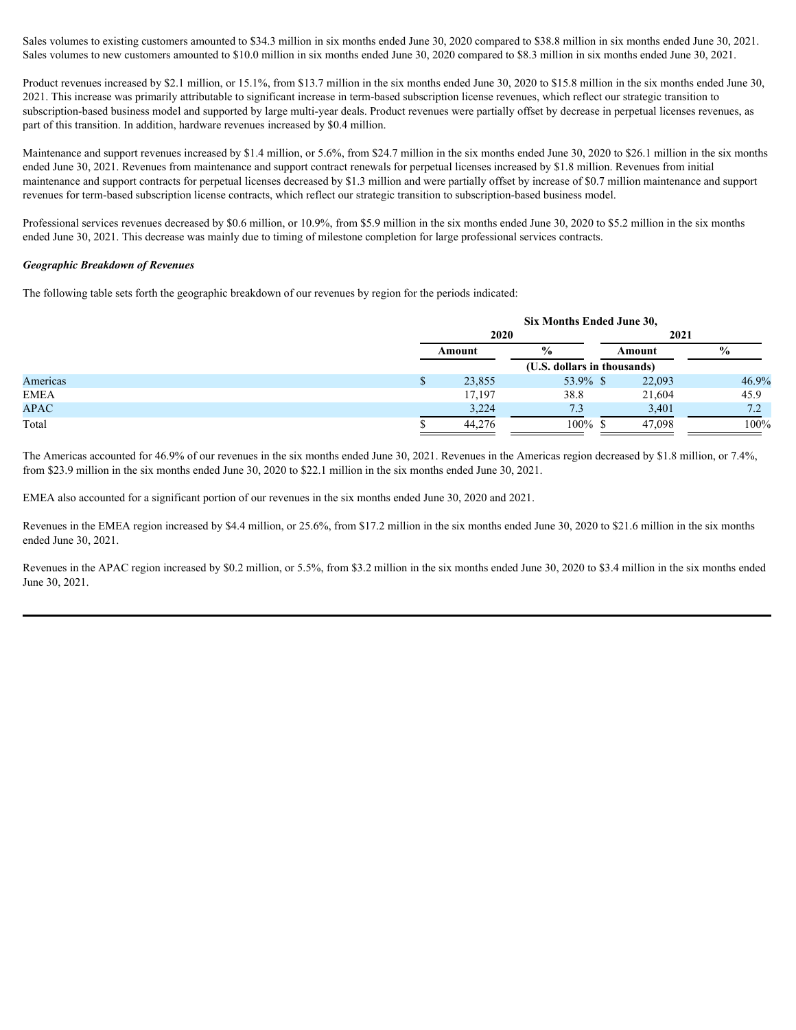Sales volumes to existing customers amounted to $34.3 million in six months ended June 30, 2020 compared to $38.8 million in six months ended June 30, 2021. Sales volumes to new customers amounted to $10.0 million in six months ended June 30, 2020 compared to $8.3 million in six months ended June 30, 2021.

Product revenues increased by $2.1 million, or 15.1%, from $13.7 million in the six months ended June 30, 2020 to $15.8 million in the six months ended June 30, 2021. This increase was primarily attributable to significant increase in term-based subscription license revenues, which reflect our strategic transition to subscription-based business model and supported by large multi-year deals. Product revenues were partially offset by decrease in perpetual licenses revenues, as part of this transition. In addition, hardware revenues increased by $0.4 million.

Maintenance and support revenues increased by $1.4 million, or 5.6%, from $24.7 million in the six months ended June 30, 2020 to $26.1 million in the six months ended June 30, 2021. Revenues from maintenance and support contract renewals for perpetual licenses increased by $1.8 million. Revenues from initial maintenance and support contracts for perpetual licenses decreased by $1.3 million and were partially offset by increase of $0.7 million maintenance and support revenues for term-based subscription license contracts, which reflect our strategic transition to subscription-based business model.

Professional services revenues decreased by $0.6 million, or 10.9%, from $5.9 million in the six months ended June 30, 2020 to $5.2 million in the six months ended June 30, 2021. This decrease was mainly due to timing of milestone completion for large professional services contracts.

***Geographic Breakdown of Revenues***

The following table sets forth the geographic breakdown of our revenues by region for the periods indicated:

| | Six Months Ended June 30, | | | |
|---|---|---|---|---|
| | 2020 | | 2021 | |
| | Amount | % | Amount | % |
| | (U.S. dollars in thousands) | | | |
| Americas | $ 23,855 | 53.9% | $ 22,093 | 46.9% |
| EMEA | 17,197 | 38.8 | 21,604 | 45.9 |
| APAC | 3,224 | 7.3 | 3,401 | 7.2 |
| Total | $ 44,276 | 100% | $ 47,098 | 100% |

The Americas accounted for 46.9% of our revenues in the six months ended June 30, 2021. Revenues in the Americas region decreased by $1.8 million, or 7.4%, from $23.9 million in the six months ended June 30, 2020 to $22.1 million in the six months ended June 30, 2021.

EMEA also accounted for a significant portion of our revenues in the six months ended June 30, 2020 and 2021.

Revenues in the EMEA region increased by $4.4 million, or 25.6%, from $17.2 million in the six months ended June 30, 2020 to $21.6 million in the six months ended June 30, 2021.

Revenues in the APAC region increased by $0.2 million, or 5.5%, from $3.2 million in the six months ended June 30, 2020 to $3.4 million in the six months ended June 30, 2021.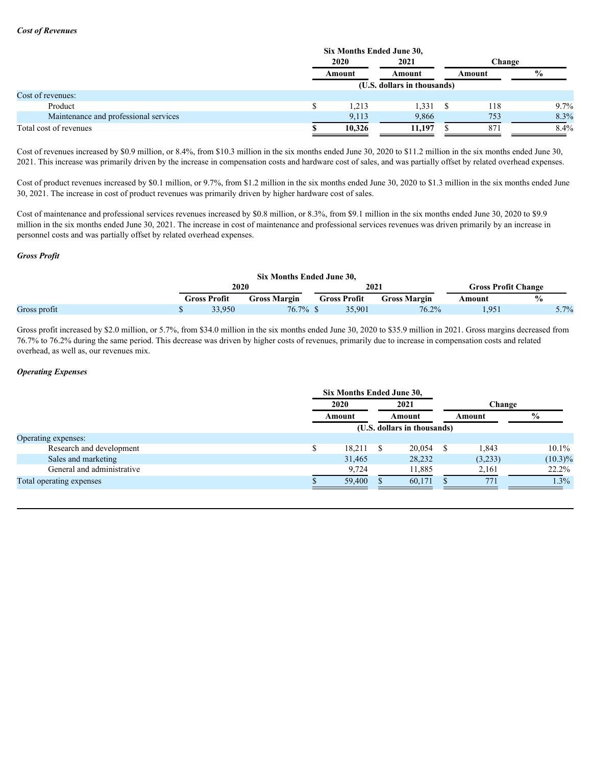***Cost of Revenues***

| | Six Months Ended June 30, | | | |
|---|---|---|---|---|
| | 2020 | 2021 | Change | |
| | Amount | Amount | Amount | % |
| | (U.S. dollars in thousands) | | | |
| Cost of revenues: | | | | |
| Product | $ 1,213 | 1,331 | $ 118 | 9.7% |
| Maintenance and professional services | 9,113 | 9,866 | 753 | 8.3% |
| Total cost of revenues | **$ 10,326** | **11,197** | $ 871 | 8.4% |

Cost of revenues increased by $0.9 million, or 8.4%, from $10.3 million in the six months ended June 30, 2020 to $11.2 million in the six months ended June 30, 2021. This increase was primarily driven by the increase in compensation costs and hardware cost of sales, and was partially offset by related overhead expenses.

Cost of product revenues increased by $0.1 million, or 9.7%, from $1.2 million in the six months ended June 30, 2020 to $1.3 million in the six months ended June 30, 2021. The increase in cost of product revenues was primarily driven by higher hardware cost of sales.

Cost of maintenance and professional services revenues increased by $0.8 million, or 8.3%, from $9.1 million in the six months ended June 30, 2020 to $9.9 million in the six months ended June 30, 2021. The increase in cost of maintenance and professional services revenues was driven primarily by an increase in personnel costs and was partially offset by related overhead expenses.

***Gross Profit***

| | Six Months Ended June 30, | | | | | |
|---|---|---|---|---|---|---|
| | 2020 | | 2021 | | Gross Profit Change | |
| | Gross Profit | Gross Margin | Gross Profit | Gross Margin | Amount | % |
| Gross profit | $ 33,950 | 76.7% | $ 35,901 | 76.2% | 1,951 | 5.7% |

Gross profit increased by $2.0 million, or 5.7%, from $34.0 million in the six months ended June 30, 2020 to $35.9 million in 2021. Gross margins decreased from 76.7% to 76.2% during the same period. This decrease was driven by higher costs of revenues, primarily due to increase in compensation costs and related overhead, as well as, our revenues mix.

***Operating Expenses***

| | Six Months Ended June 30, | | | |
|---|---|---|---|---|
| | 2020 | 2021 | Change | |
| | Amount | Amount | Amount | % |
| | (U.S. dollars in thousands) | | | |
| Operating expenses: | | | | |
| Research and development | $ 18,211 | $ 20,054 | $ 1,843 | 10.1% |
| Sales and marketing | 31,465 | 28,232 | (3,233) | (10.3)% |
| General and administrative | 9,724 | 11,885 | 2,161 | 22.2% |
| Total operating expenses | $ 59,400 | $ 60,171 | $ 771 | 1.3% |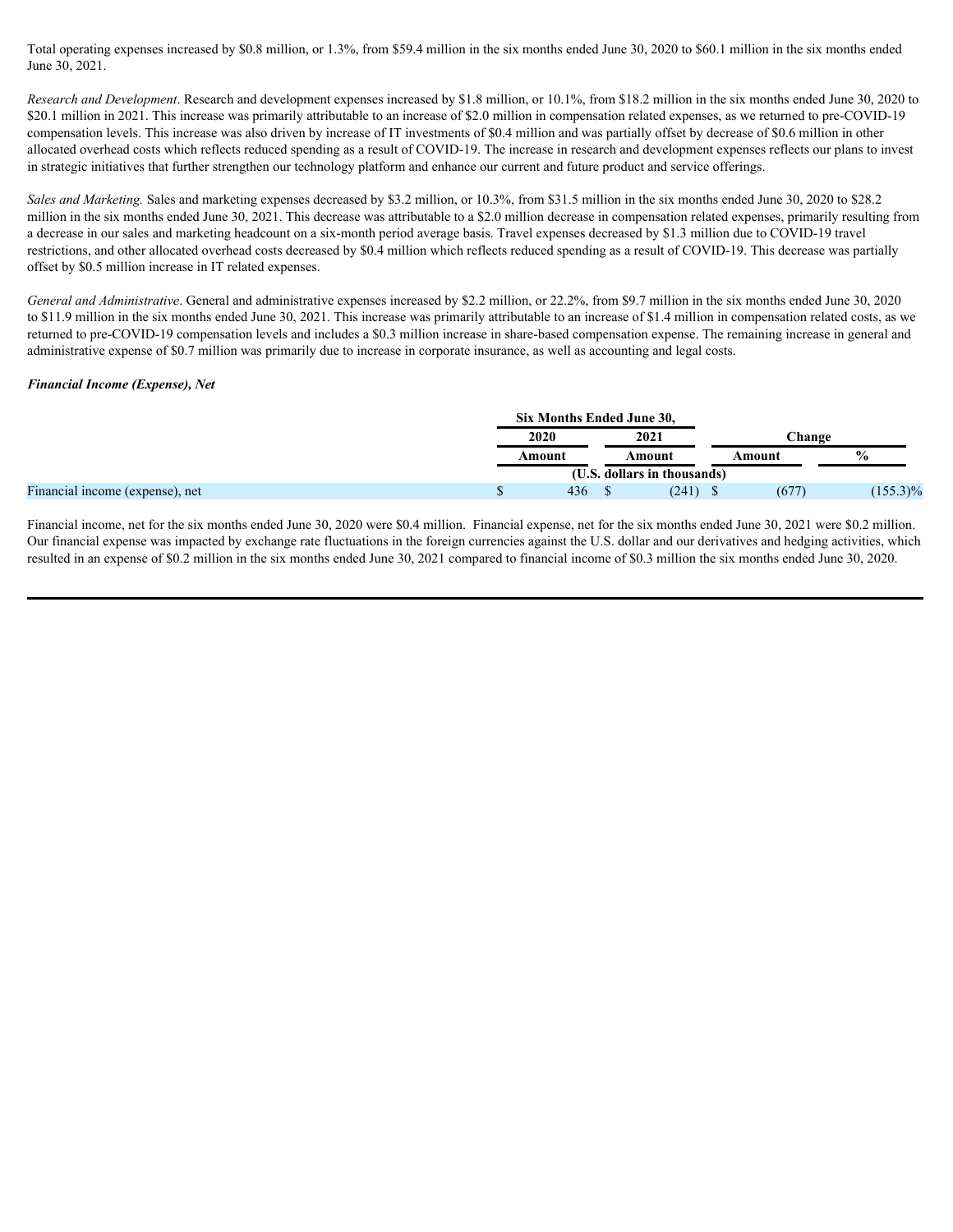Total operating expenses increased by $0.8 million, or 1.3%, from $59.4 million in the six months ended June 30, 2020 to $60.1 million in the six months ended June 30, 2021.

*Research and Development*. Research and development expenses increased by $1.8 million, or 10.1%, from $18.2 million in the six months ended June 30, 2020 to $20.1 million in 2021. This increase was primarily attributable to an increase of $2.0 million in compensation related expenses, as we returned to pre-COVID-19 compensation levels. This increase was also driven by increase of IT investments of $0.4 million and was partially offset by decrease of $0.6 million in other allocated overhead costs which reflects reduced spending as a result of COVID-19. The increase in research and development expenses reflects our plans to invest in strategic initiatives that further strengthen our technology platform and enhance our current and future product and service offerings.

*Sales and Marketing.* Sales and marketing expenses decreased by $3.2 million, or 10.3%, from $31.5 million in the six months ended June 30, 2020 to $28.2 million in the six months ended June 30, 2021. This decrease was attributable to a $2.0 million decrease in compensation related expenses, primarily resulting from a decrease in our sales and marketing headcount on a six-month period average basis. Travel expenses decreased by $1.3 million due to COVID-19 travel restrictions, and other allocated overhead costs decreased by $0.4 million which reflects reduced spending as a result of COVID-19. This decrease was partially offset by $0.5 million increase in IT related expenses.

*General and Administrative*. General and administrative expenses increased by $2.2 million, or 22.2%, from $9.7 million in the six months ended June 30, 2020 to $11.9 million in the six months ended June 30, 2021. This increase was primarily attributable to an increase of $1.4 million in compensation related costs, as we returned to pre-COVID-19 compensation levels and includes a $0.3 million increase in share-based compensation expense. The remaining increase in general and administrative expense of $0.7 million was primarily due to increase in corporate insurance, as well as accounting and legal costs.

***Financial Income (Expense), Net***

| | Six Months Ended June 30, | | Change | |
|---|---|---|---|---|
| | 2020 | 2021 | | |
| | Amount | Amount | Amount | % |
| | (U.S. dollars in thousands) | | | |
| Financial income (expense), net | $ 436 | $ (241) | $ (677) | (155.3)% |

Financial income, net for the six months ended June 30, 2020 were $0.4 million. Financial expense, net for the six months ended June 30, 2021 were $0.2 million. Our financial expense was impacted by exchange rate fluctuations in the foreign currencies against the U.S. dollar and our derivatives and hedging activities, which resulted in an expense of $0.2 million in the six months ended June 30, 2021 compared to financial income of $0.3 million the six months ended June 30, 2020.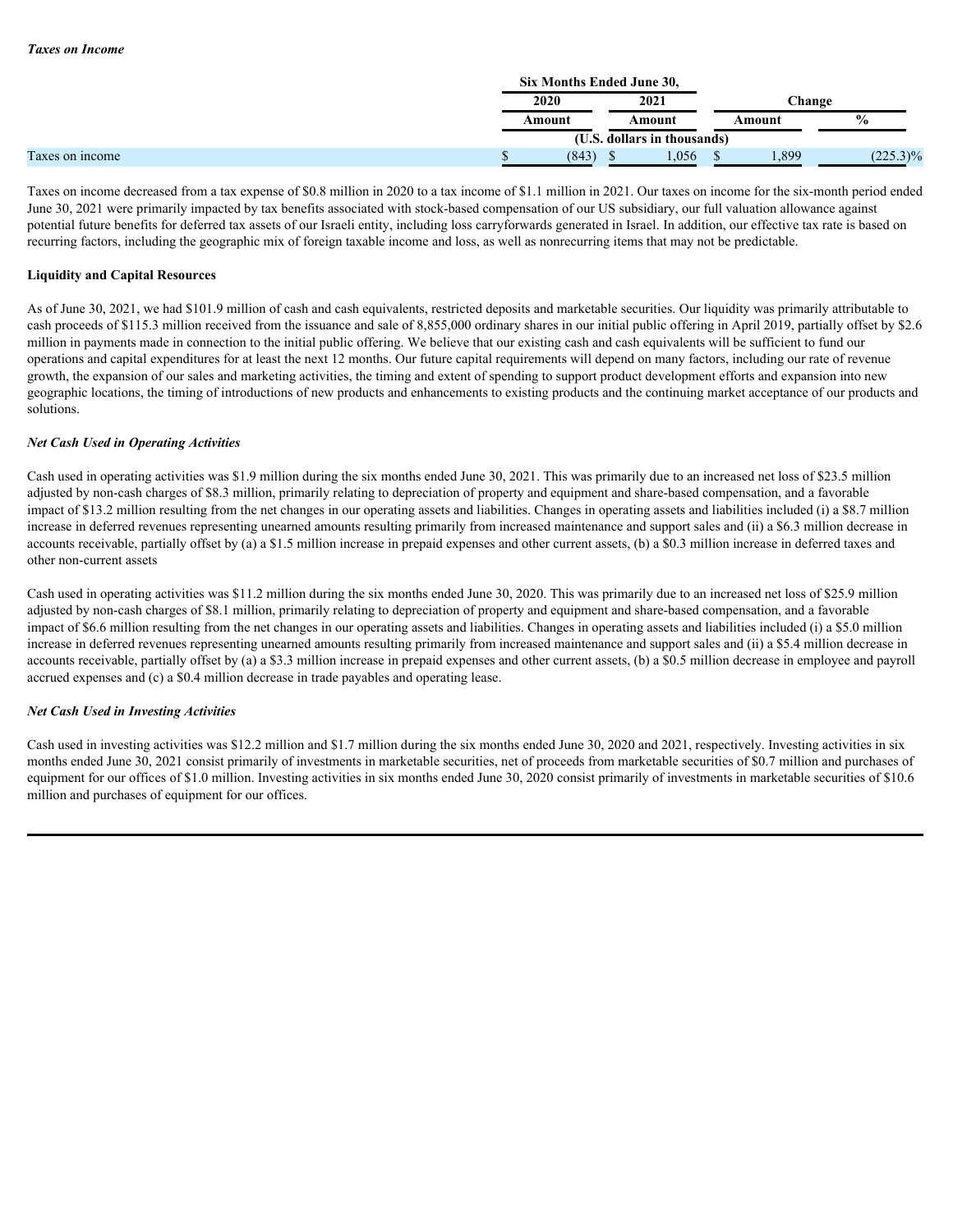***Taxes on Income***

| | Six Months Ended June 30, | | Change | |
|---|---|---|---|---|
| | 2020 | 2021 | | |
| | Amount | Amount | Amount | % |
| | (U.S. dollars in thousands) | | | |
| Taxes on income | $ (843) | $ 1,056 | $ 1,899 | (225.3)% |

Taxes on income decreased from a tax expense of $0.8 million in 2020 to a tax income of $1.1 million in 2021. Our taxes on income for the six-month period ended June 30, 2021 were primarily impacted by tax benefits associated with stock-based compensation of our US subsidiary, our full valuation allowance against potential future benefits for deferred tax assets of our Israeli entity, including loss carryforwards generated in Israel. In addition, our effective tax rate is based on recurring factors, including the geographic mix of foreign taxable income and loss, as well as nonrecurring items that may not be predictable.

**Liquidity and Capital Resources**

As of June 30, 2021, we had $101.9 million of cash and cash equivalents, restricted deposits and marketable securities. Our liquidity was primarily attributable to cash proceeds of $115.3 million received from the issuance and sale of 8,855,000 ordinary shares in our initial public offering in April 2019, partially offset by $2.6 million in payments made in connection to the initial public offering. We believe that our existing cash and cash equivalents will be sufficient to fund our operations and capital expenditures for at least the next 12 months. Our future capital requirements will depend on many factors, including our rate of revenue growth, the expansion of our sales and marketing activities, the timing and extent of spending to support product development efforts and expansion into new geographic locations, the timing of introductions of new products and enhancements to existing products and the continuing market acceptance of our products and solutions.

***Net Cash Used in Operating Activities***

Cash used in operating activities was $1.9 million during the six months ended June 30, 2021. This was primarily due to an increased net loss of $23.5 million adjusted by non-cash charges of $8.3 million, primarily relating to depreciation of property and equipment and share-based compensation, and a favorable impact of $13.2 million resulting from the net changes in our operating assets and liabilities. Changes in operating assets and liabilities included (i) a $8.7 million increase in deferred revenues representing unearned amounts resulting primarily from increased maintenance and support sales and (ii) a $6.3 million decrease in accounts receivable, partially offset by (a) a $1.5 million increase in prepaid expenses and other current assets, (b) a $0.3 million increase in deferred taxes and other non-current assets

Cash used in operating activities was $11.2 million during the six months ended June 30, 2020. This was primarily due to an increased net loss of $25.9 million adjusted by non-cash charges of $8.1 million, primarily relating to depreciation of property and equipment and share-based compensation, and a favorable impact of $6.6 million resulting from the net changes in our operating assets and liabilities. Changes in operating assets and liabilities included (i) a $5.0 million increase in deferred revenues representing unearned amounts resulting primarily from increased maintenance and support sales and (ii) a $5.4 million decrease in accounts receivable, partially offset by (a) a $3.3 million increase in prepaid expenses and other current assets, (b) a $0.5 million decrease in employee and payroll accrued expenses and (c) a $0.4 million decrease in trade payables and operating lease.

***Net Cash Used in Investing Activities***

Cash used in investing activities was $12.2 million and $1.7 million during the six months ended June 30, 2020 and 2021, respectively. Investing activities in six months ended June 30, 2021 consist primarily of investments in marketable securities, net of proceeds from marketable securities of $0.7 million and purchases of equipment for our offices of $1.0 million. Investing activities in six months ended June 30, 2020 consist primarily of investments in marketable securities of $10.6 million and purchases of equipment for our offices.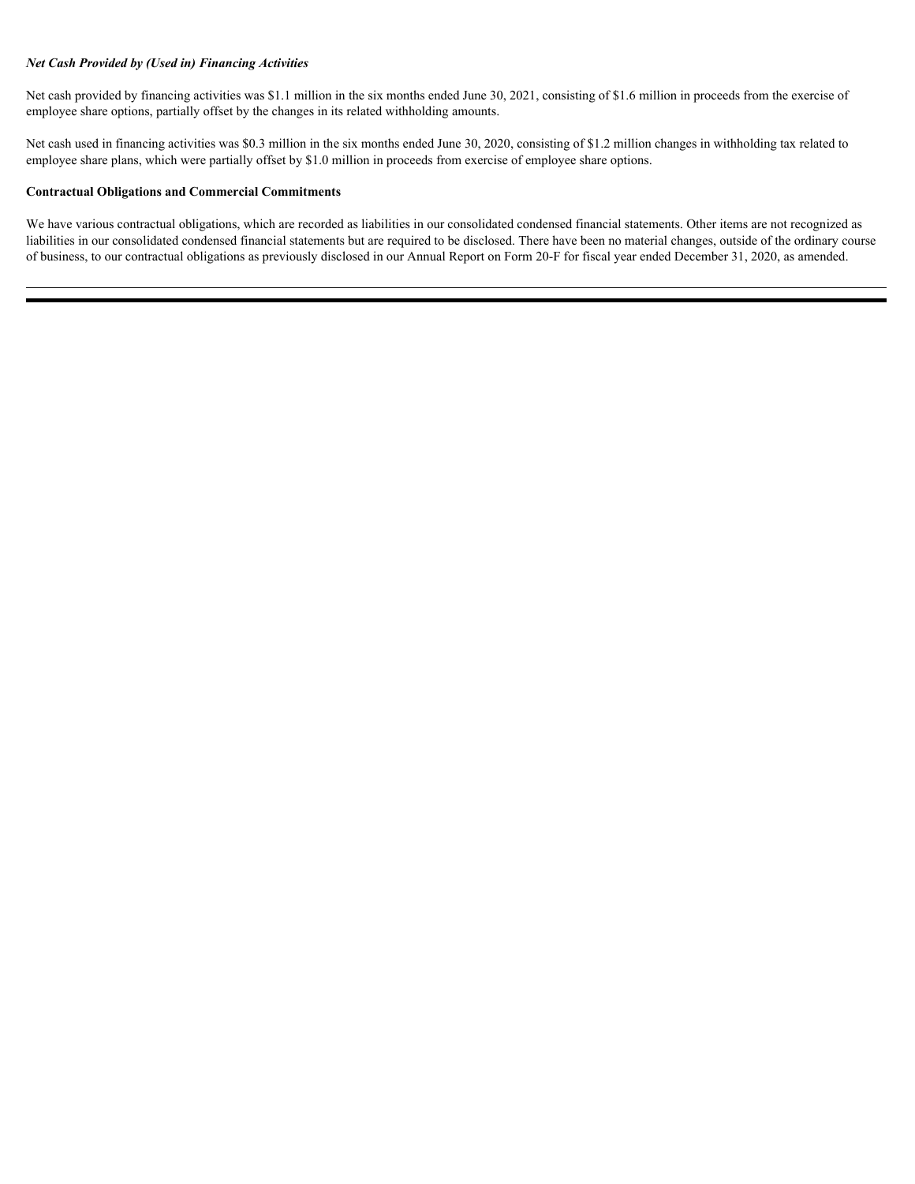***Net Cash Provided by (Used in) Financing Activities***

Net cash provided by financing activities was $1.1 million in the six months ended June 30, 2021, consisting of $1.6 million in proceeds from the exercise of employee share options, partially offset by the changes in its related withholding amounts.

Net cash used in financing activities was $0.3 million in the six months ended June 30, 2020, consisting of $1.2 million changes in withholding tax related to employee share plans, which were partially offset by $1.0 million in proceeds from exercise of employee share options.

**Contractual Obligations and Commercial Commitments**

We have various contractual obligations, which are recorded as liabilities in our consolidated condensed financial statements. Other items are not recognized as liabilities in our consolidated condensed financial statements but are required to be disclosed. There have been no material changes, outside of the ordinary course of business, to our contractual obligations as previously disclosed in our Annual Report on Form 20-F for fiscal year ended December 31, 2020, as amended.